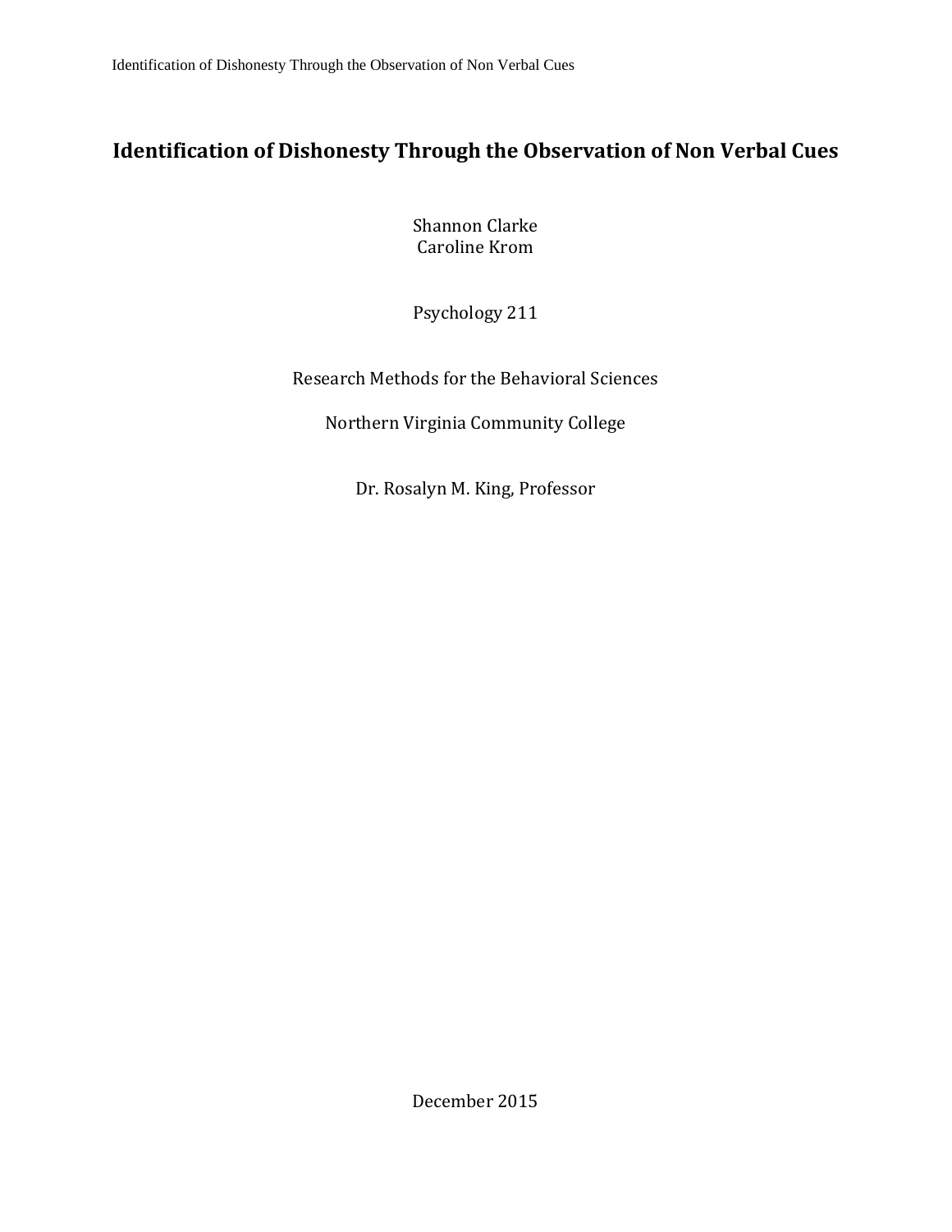# Identification of Dishonesty Through the Observation of Non Verbal Cues

Shannon Clarke
Caroline Krom

Psychology 211

Research Methods for the Behavioral Sciences

Northern Virginia Community College

Dr. Rosalyn M. King, Professor

December 2015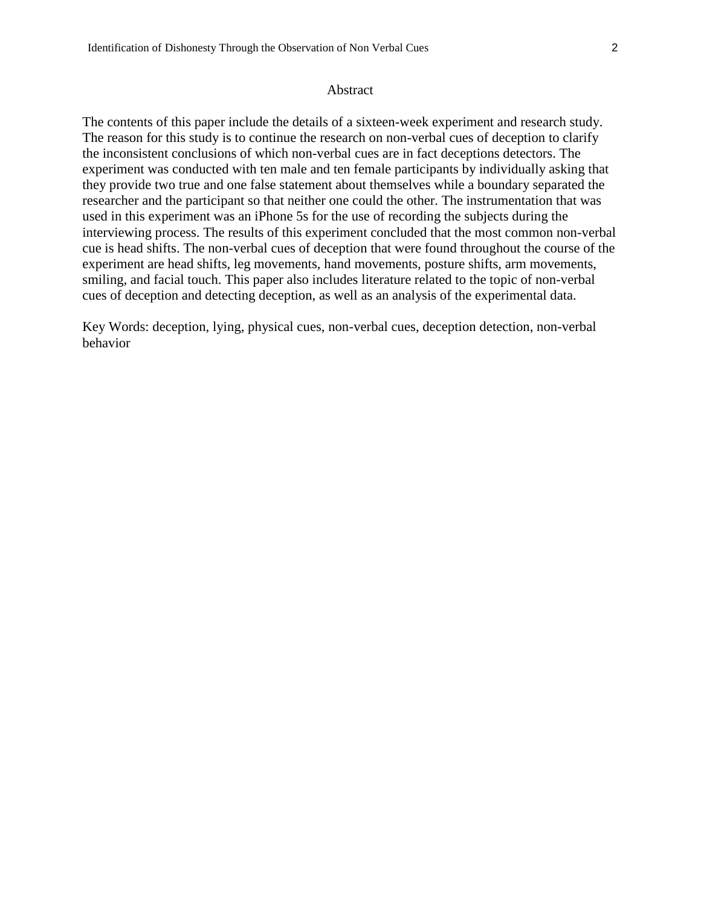# Abstract

The contents of this paper include the details of a sixteen-week experiment and research study. The reason for this study is to continue the research on non-verbal cues of deception to clarify the inconsistent conclusions of which non-verbal cues are in fact deceptions detectors. The experiment was conducted with ten male and ten female participants by individually asking that they provide two true and one false statement about themselves while a boundary separated the researcher and the participant so that neither one could the other. The instrumentation that was used in this experiment was an iPhone 5s for the use of recording the subjects during the interviewing process. The results of this experiment concluded that the most common non-verbal cue is head shifts. The non-verbal cues of deception that were found throughout the course of the experiment are head shifts, leg movements, hand movements, posture shifts, arm movements, smiling, and facial touch. This paper also includes literature related to the topic of non-verbal cues of deception and detecting deception, as well as an analysis of the experimental data.

Key Words: deception, lying, physical cues, non-verbal cues, deception detection, non-verbal behavior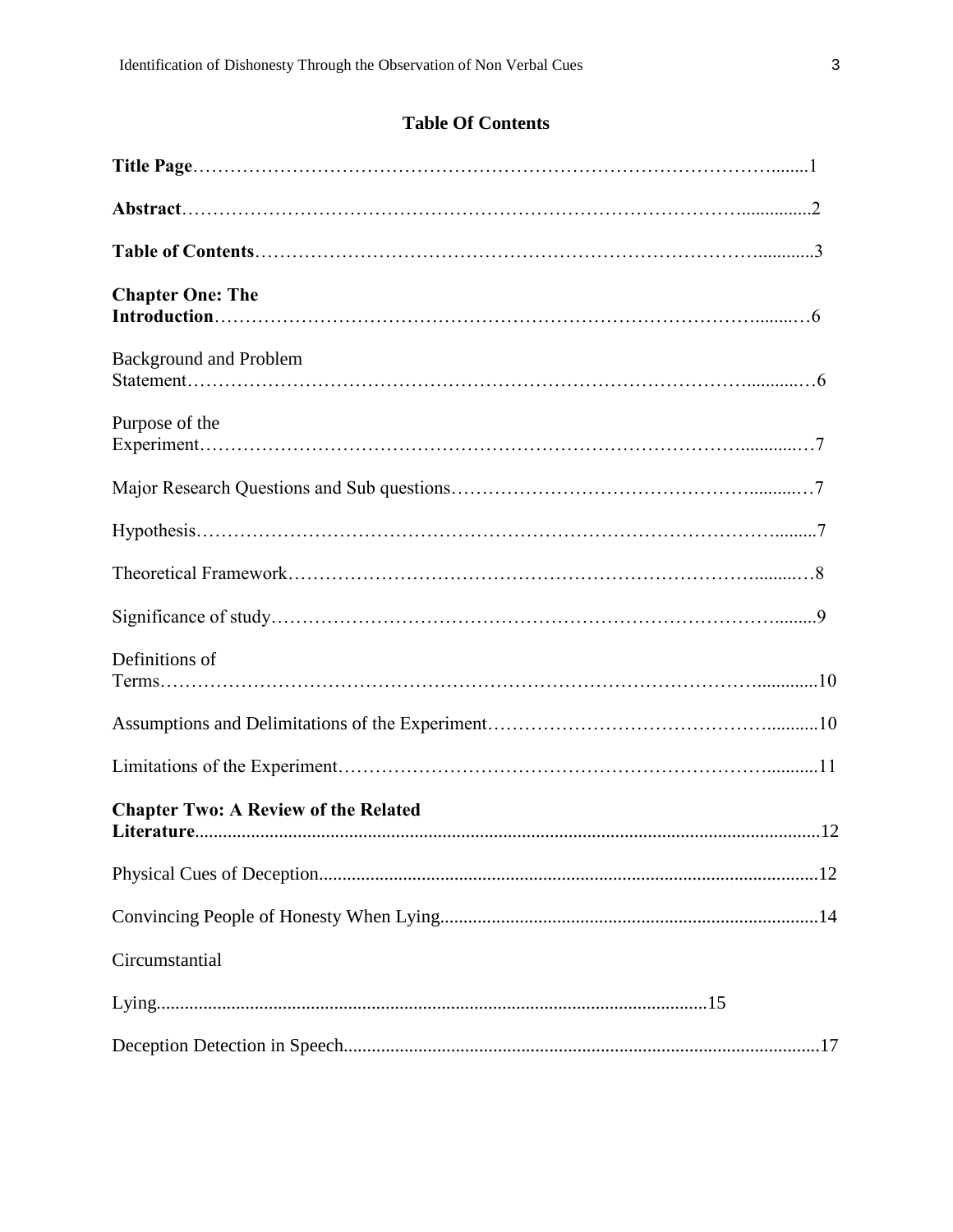**Table Of Contents**

**Title Page**……………………………………………………………………………………........1

**Abstract**…………………………………………………………………………………...............2

**Table of Contents**……………………………………………………………………….............3

**Chapter One: The Introduction**…………………………………………………………………………………......…6

Background and Problem Statement……………………………………………………………………………............…6

Purpose of the Experiment……………………………………………………………………………………............…7

Major Research Questions and Sub questions………………………………………………..........…7

Hypothesis………………………………………………………………………………………..........7

Theoretical Framework…………………………………………………………………….........…8

Significance of study……………………………………………………………………….........9

Definitions of Terms…………………………………………………………………………………………..............10

Assumptions and Delimitations of the Experiment………………………………………...........10

Limitations of the Experiment…………………………………………………………............11

**Chapter Two: A Review of the Related Literature**....................................................................................................................12

Physical Cues of Deception.........................................................................................................12

Convincing People of Honesty When Lying................................................................................14

Circumstantial

Lying.....................................................................................................................15

Deception Detection in Speech....................................................................................................17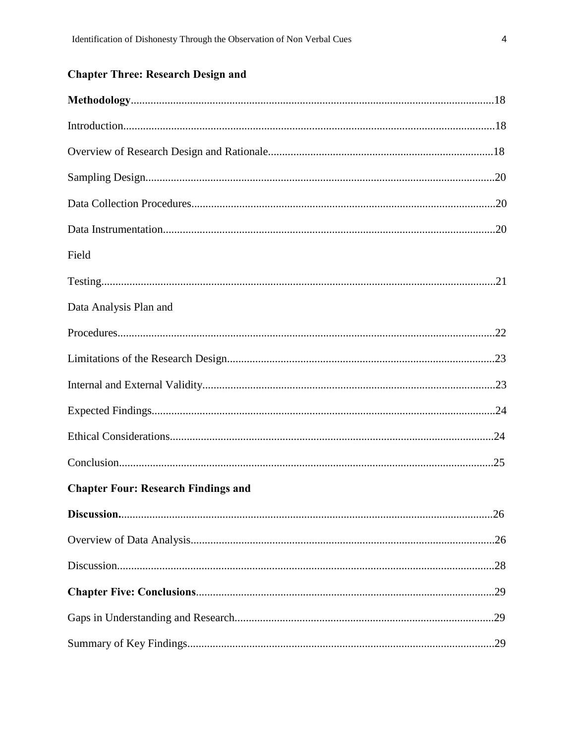**Chapter Three: Research Design and Methodology**......................................................................................................................18

Introduction.......................................................................................................................18

Overview of Research Design and Rationale...............................................................................18

Sampling Design..............................................................................................................20

Data Collection Procedures...................................................................................................20

Data Instrumentation...........................................................................................................20

Field Testing.....................................................................................................................21

Data Analysis Plan and Procedures...........................................................................................22

Limitations of the Research Design..........................................................................................23

Internal and External Validity................................................................................................23

Expected Findings..............................................................................................................24

Ethical Considerations.........................................................................................................24

Conclusion........................................................................................................................25

**Chapter Four: Research Findings and Discussion**.......................................................................................................................26

Overview of Data Analysis....................................................................................................26

Discussion.........................................................................................................................28

**Chapter Five: Conclusions**...............................................................................................29

Gaps in Understanding and Research.......................................................................................29

Summary of Key Findings.....................................................................................................29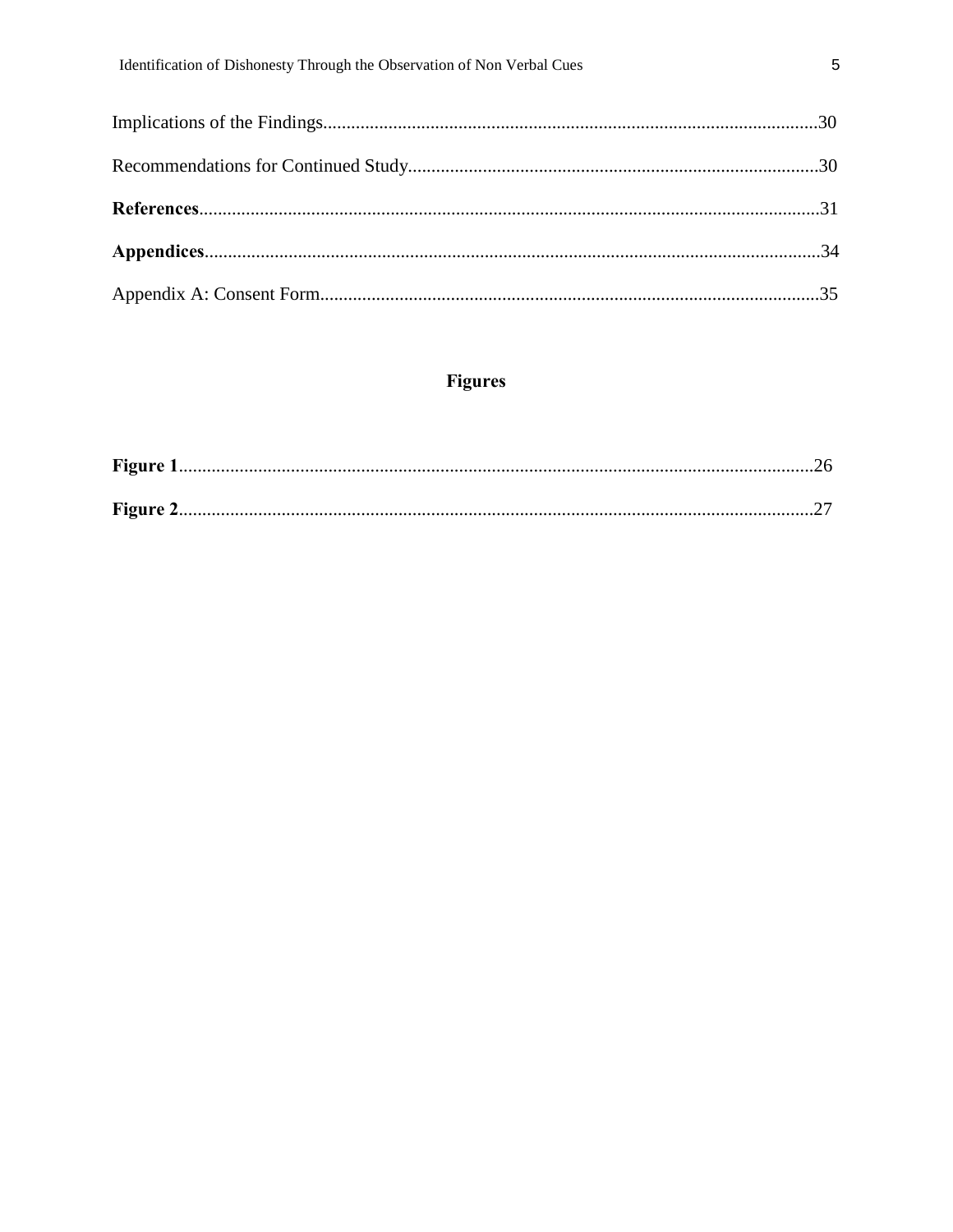Implications of the Findings......................................................................................................30

Recommendations for Continued Study......................................................................................30

**References**.................................................................................................................................31

**Appendices**................................................................................................................................34

Appendix A: Consent Form..........................................................................................................35

## Figures

**Figure 1**......................................................................................................................................26

**Figure 2**......................................................................................................................................27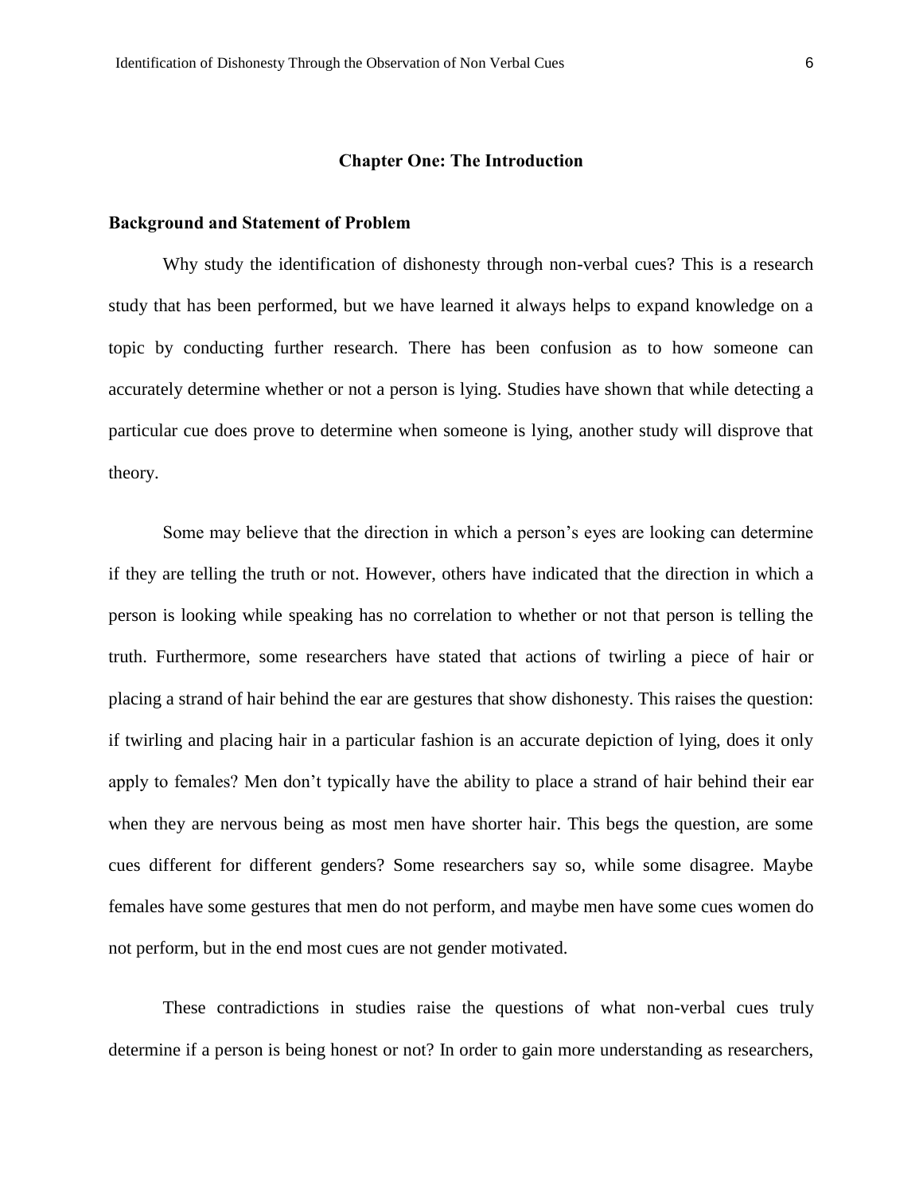# Chapter One: The Introduction

## Background and Statement of Problem

Why study the identification of dishonesty through non-verbal cues? This is a research study that has been performed, but we have learned it always helps to expand knowledge on a topic by conducting further research. There has been confusion as to how someone can accurately determine whether or not a person is lying. Studies have shown that while detecting a particular cue does prove to determine when someone is lying, another study will disprove that theory.

Some may believe that the direction in which a person's eyes are looking can determine if they are telling the truth or not. However, others have indicated that the direction in which a person is looking while speaking has no correlation to whether or not that person is telling the truth. Furthermore, some researchers have stated that actions of twirling a piece of hair or placing a strand of hair behind the ear are gestures that show dishonesty. This raises the question: if twirling and placing hair in a particular fashion is an accurate depiction of lying, does it only apply to females? Men don't typically have the ability to place a strand of hair behind their ear when they are nervous being as most men have shorter hair. This begs the question, are some cues different for different genders? Some researchers say so, while some disagree. Maybe females have some gestures that men do not perform, and maybe men have some cues women do not perform, but in the end most cues are not gender motivated.

These contradictions in studies raise the questions of what non-verbal cues truly determine if a person is being honest or not? In order to gain more understanding as researchers,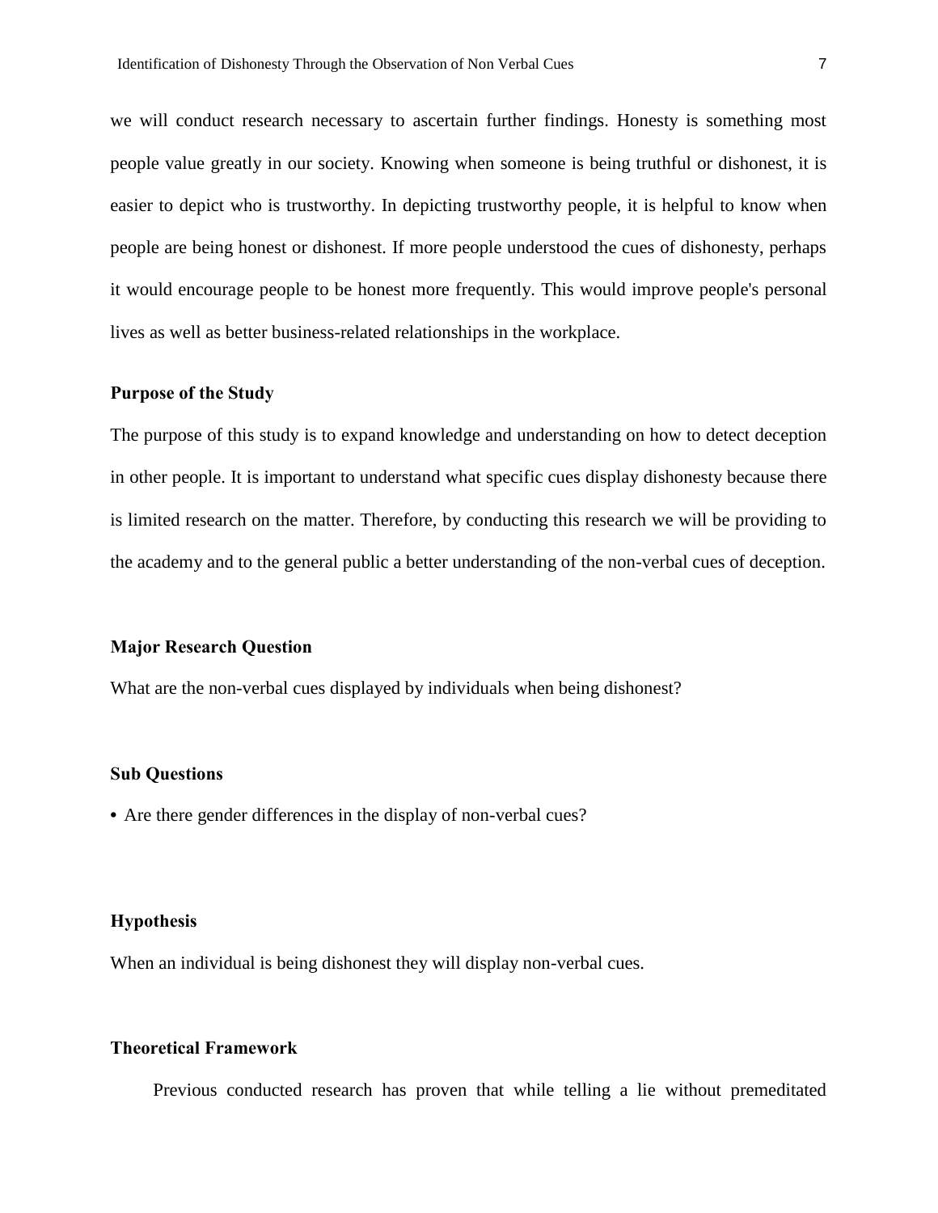we will conduct research necessary to ascertain further findings. Honesty is something most people value greatly in our society. Knowing when someone is being truthful or dishonest, it is easier to depict who is trustworthy. In depicting trustworthy people, it is helpful to know when people are being honest or dishonest. If more people understood the cues of dishonesty, perhaps it would encourage people to be honest more frequently. This would improve people's personal lives as well as better business-related relationships in the workplace.

### Purpose of the Study

The purpose of this study is to expand knowledge and understanding on how to detect deception in other people. It is important to understand what specific cues display dishonesty because there is limited research on the matter. Therefore, by conducting this research we will be providing to the academy and to the general public a better understanding of the non-verbal cues of deception.

### Major Research Question

What are the non-verbal cues displayed by individuals when being dishonest?

### Sub Questions

- Are there gender differences in the display of non-verbal cues?

### Hypothesis

When an individual is being dishonest they will display non-verbal cues.

### Theoretical Framework

Previous conducted research has proven that while telling a lie without premeditated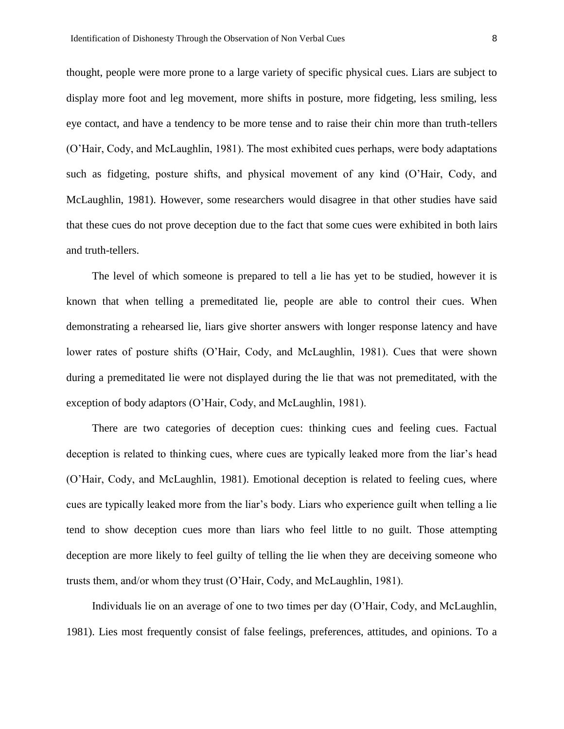thought, people were more prone to a large variety of specific physical cues. Liars are subject to display more foot and leg movement, more shifts in posture, more fidgeting, less smiling, less eye contact, and have a tendency to be more tense and to raise their chin more than truth-tellers (O'Hair, Cody, and McLaughlin, 1981). The most exhibited cues perhaps, were body adaptations such as fidgeting, posture shifts, and physical movement of any kind (O'Hair, Cody, and McLaughlin, 1981). However, some researchers would disagree in that other studies have said that these cues do not prove deception due to the fact that some cues were exhibited in both lairs and truth-tellers.

The level of which someone is prepared to tell a lie has yet to be studied, however it is known that when telling a premeditated lie, people are able to control their cues. When demonstrating a rehearsed lie, liars give shorter answers with longer response latency and have lower rates of posture shifts (O'Hair, Cody, and McLaughlin, 1981). Cues that were shown during a premeditated lie were not displayed during the lie that was not premeditated, with the exception of body adaptors (O'Hair, Cody, and McLaughlin, 1981).

There are two categories of deception cues: thinking cues and feeling cues. Factual deception is related to thinking cues, where cues are typically leaked more from the liar's head (O'Hair, Cody, and McLaughlin, 1981). Emotional deception is related to feeling cues, where cues are typically leaked more from the liar's body. Liars who experience guilt when telling a lie tend to show deception cues more than liars who feel little to no guilt. Those attempting deception are more likely to feel guilty of telling the lie when they are deceiving someone who trusts them, and/or whom they trust (O'Hair, Cody, and McLaughlin, 1981).

Individuals lie on an average of one to two times per day (O'Hair, Cody, and McLaughlin, 1981). Lies most frequently consist of false feelings, preferences, attitudes, and opinions. To a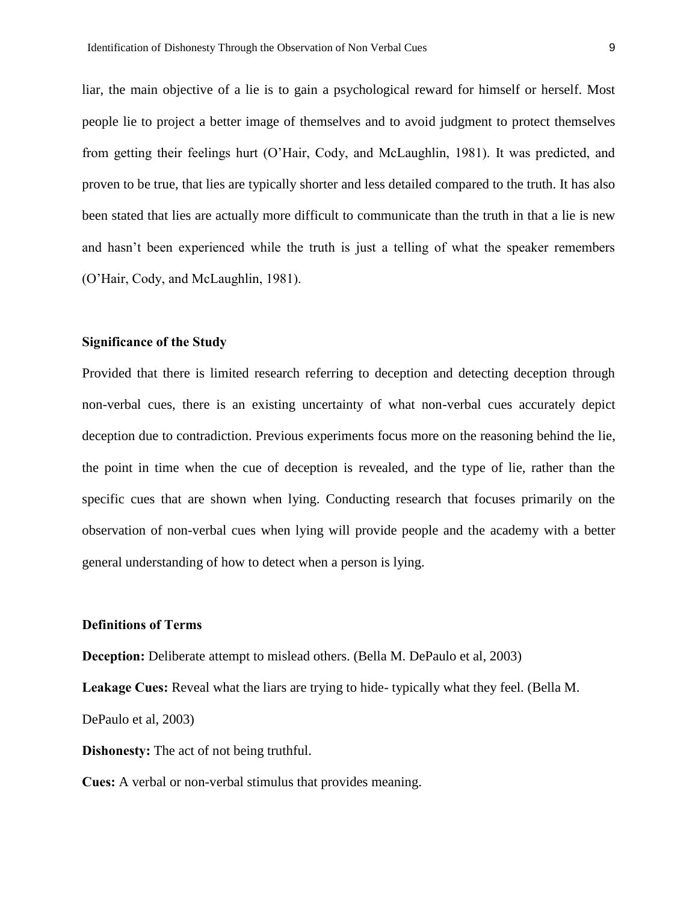liar, the main objective of a lie is to gain a psychological reward for himself or herself. Most people lie to project a better image of themselves and to avoid judgment to protect themselves from getting their feelings hurt (O'Hair, Cody, and McLaughlin, 1981). It was predicted, and proven to be true, that lies are typically shorter and less detailed compared to the truth. It has also been stated that lies are actually more difficult to communicate than the truth in that a lie is new and hasn't been experienced while the truth is just a telling of what the speaker remembers (O'Hair, Cody, and McLaughlin, 1981).

### Significance of the Study

Provided that there is limited research referring to deception and detecting deception through non-verbal cues, there is an existing uncertainty of what non-verbal cues accurately depict deception due to contradiction. Previous experiments focus more on the reasoning behind the lie, the point in time when the cue of deception is revealed, and the type of lie, rather than the specific cues that are shown when lying. Conducting research that focuses primarily on the observation of non-verbal cues when lying will provide people and the academy with a better general understanding of how to detect when a person is lying.

### Definitions of Terms

**Deception:** Deliberate attempt to mislead others. (Bella M. DePaulo et al, 2003)

**Leakage Cues:** Reveal what the liars are trying to hide- typically what they feel. (Bella M. DePaulo et al, 2003)

**Dishonesty:** The act of not being truthful.

**Cues:** A verbal or non-verbal stimulus that provides meaning.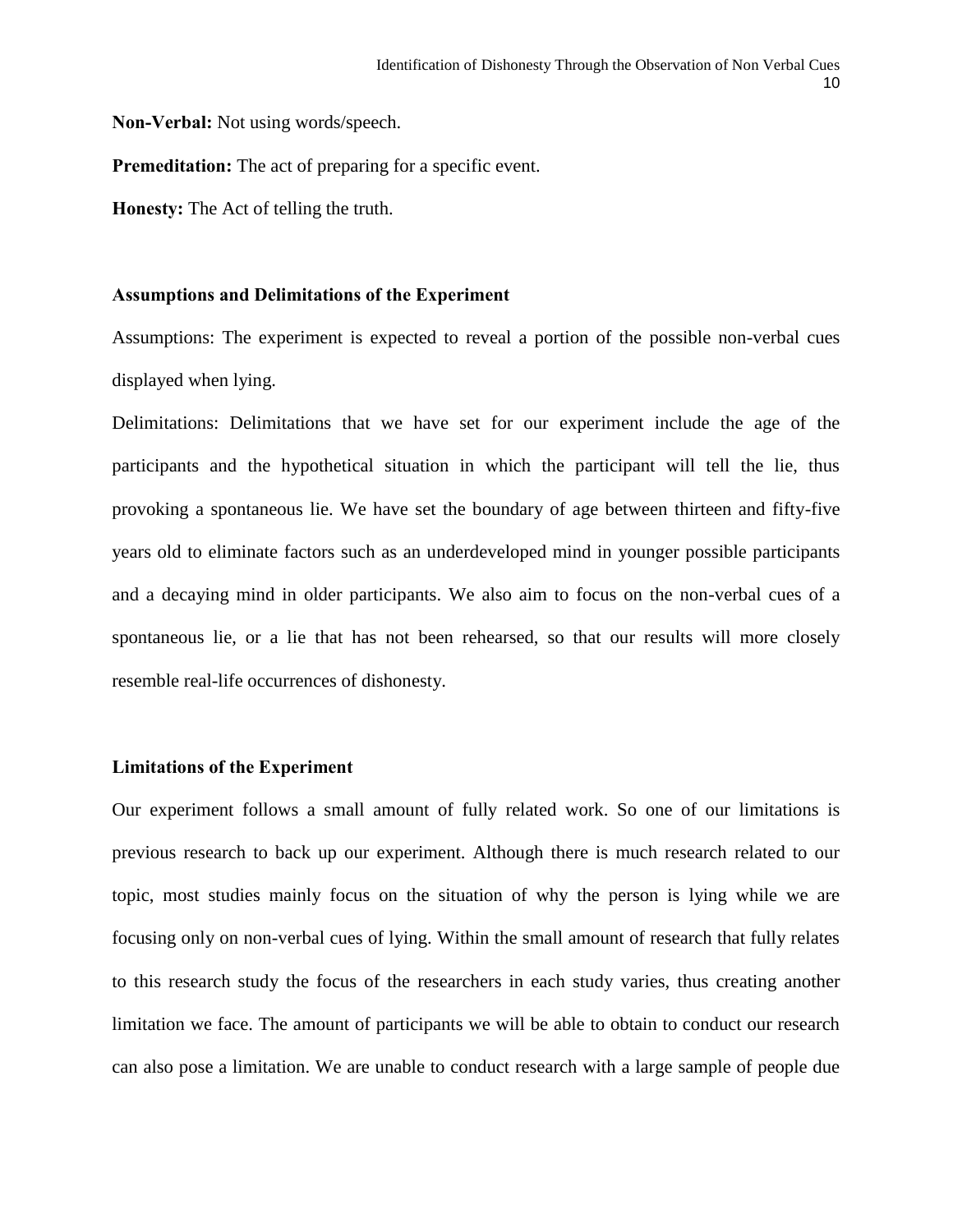**Non-Verbal:** Not using words/speech.

**Premeditation:** The act of preparing for a specific event.

**Honesty:** The Act of telling the truth.

### Assumptions and Delimitations of the Experiment

Assumptions: The experiment is expected to reveal a portion of the possible non-verbal cues displayed when lying.

Delimitations: Delimitations that we have set for our experiment include the age of the participants and the hypothetical situation in which the participant will tell the lie, thus provoking a spontaneous lie. We have set the boundary of age between thirteen and fifty-five years old to eliminate factors such as an underdeveloped mind in younger possible participants and a decaying mind in older participants. We also aim to focus on the non-verbal cues of a spontaneous lie, or a lie that has not been rehearsed, so that our results will more closely resemble real-life occurrences of dishonesty.

### Limitations of the Experiment

Our experiment follows a small amount of fully related work. So one of our limitations is previous research to back up our experiment. Although there is much research related to our topic, most studies mainly focus on the situation of why the person is lying while we are focusing only on non-verbal cues of lying. Within the small amount of research that fully relates to this research study the focus of the researchers in each study varies, thus creating another limitation we face. The amount of participants we will be able to obtain to conduct our research can also pose a limitation. We are unable to conduct research with a large sample of people due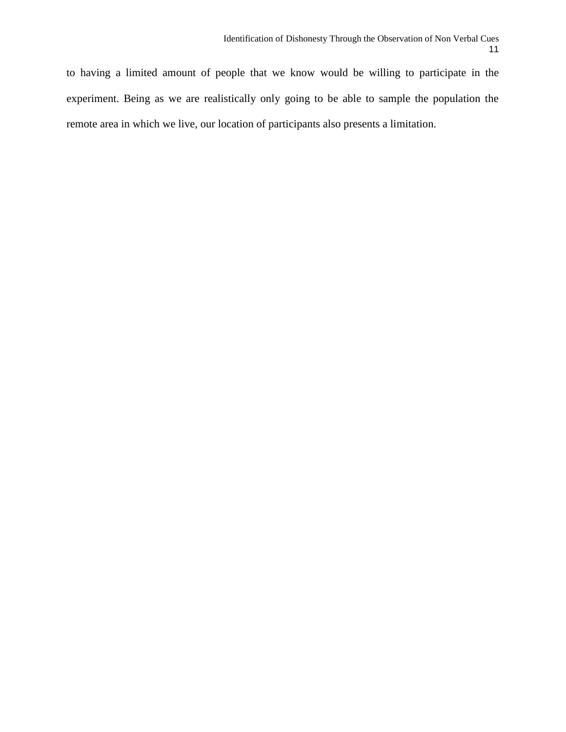to having a limited amount of people that we know would be willing to participate in the experiment. Being as we are realistically only going to be able to sample the population the remote area in which we live, our location of participants also presents a limitation.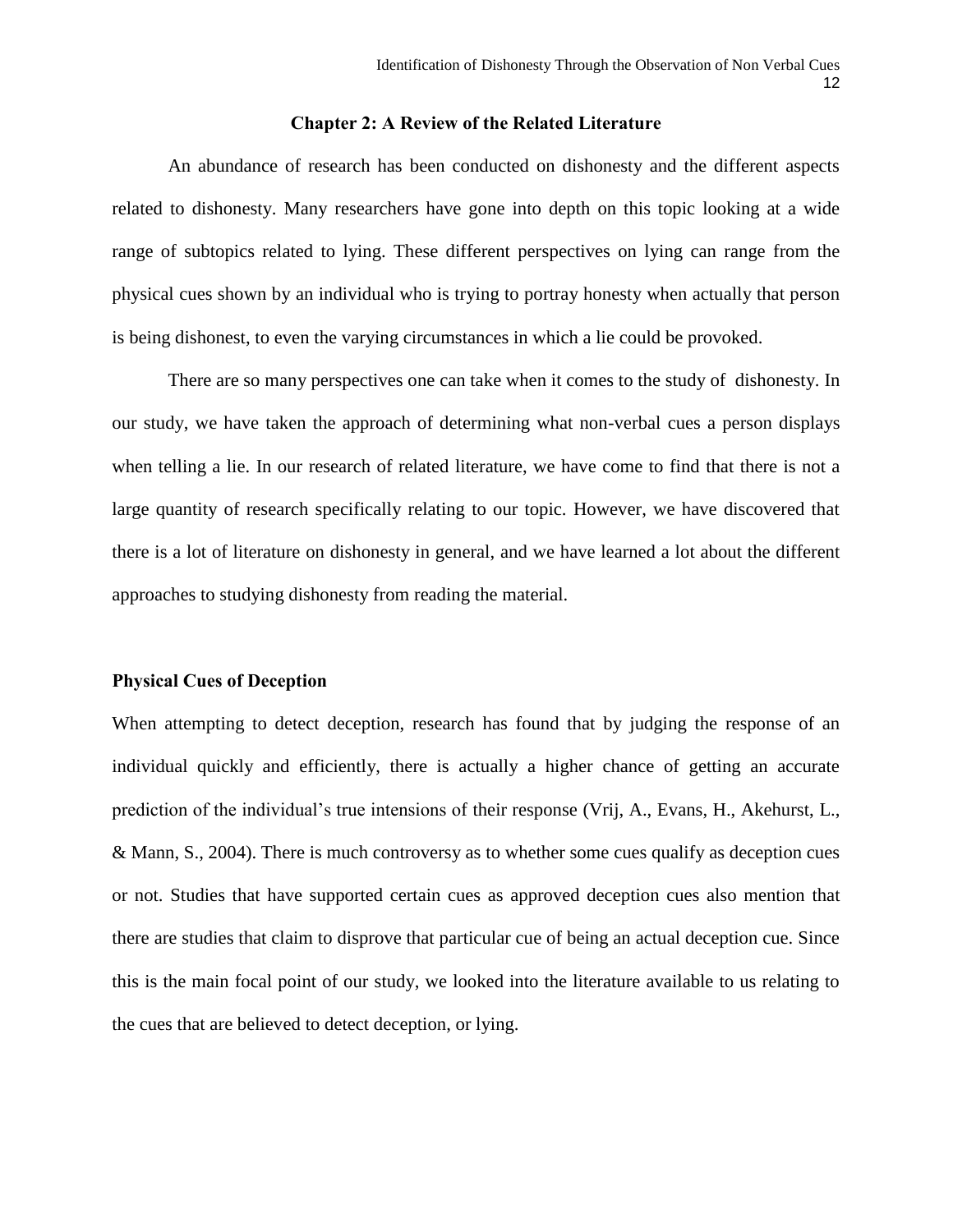## Chapter 2: A Review of the Related Literature

An abundance of research has been conducted on dishonesty and the different aspects related to dishonesty. Many researchers have gone into depth on this topic looking at a wide range of subtopics related to lying. These different perspectives on lying can range from the physical cues shown by an individual who is trying to portray honesty when actually that person is being dishonest, to even the varying circumstances in which a lie could be provoked.

There are so many perspectives one can take when it comes to the study of dishonesty. In our study, we have taken the approach of determining what non-verbal cues a person displays when telling a lie. In our research of related literature, we have come to find that there is not a large quantity of research specifically relating to our topic. However, we have discovered that there is a lot of literature on dishonesty in general, and we have learned a lot about the different approaches to studying dishonesty from reading the material.

### Physical Cues of Deception

When attempting to detect deception, research has found that by judging the response of an individual quickly and efficiently, there is actually a higher chance of getting an accurate prediction of the individual's true intensions of their response (Vrij, A., Evans, H., Akehurst, L., & Mann, S., 2004). There is much controversy as to whether some cues qualify as deception cues or not. Studies that have supported certain cues as approved deception cues also mention that there are studies that claim to disprove that particular cue of being an actual deception cue. Since this is the main focal point of our study, we looked into the literature available to us relating to the cues that are believed to detect deception, or lying.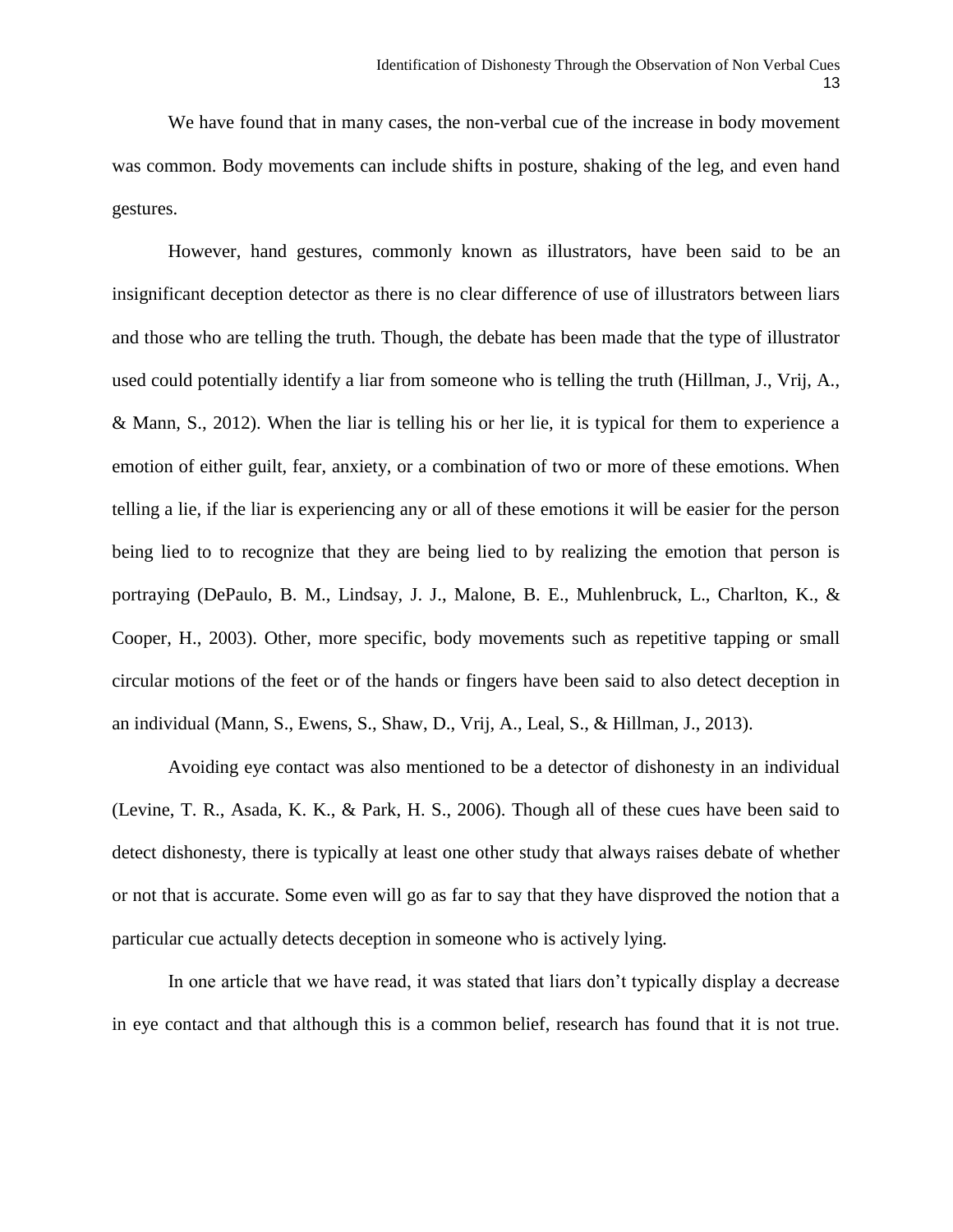We have found that in many cases, the non-verbal cue of the increase in body movement was common. Body movements can include shifts in posture, shaking of the leg, and even hand gestures.

However, hand gestures, commonly known as illustrators, have been said to be an insignificant deception detector as there is no clear difference of use of illustrators between liars and those who are telling the truth. Though, the debate has been made that the type of illustrator used could potentially identify a liar from someone who is telling the truth (Hillman, J., Vrij, A., & Mann, S., 2012). When the liar is telling his or her lie, it is typical for them to experience a emotion of either guilt, fear, anxiety, or a combination of two or more of these emotions. When telling a lie, if the liar is experiencing any or all of these emotions it will be easier for the person being lied to to recognize that they are being lied to by realizing the emotion that person is portraying (DePaulo, B. M., Lindsay, J. J., Malone, B. E., Muhlenbruck, L., Charlton, K., & Cooper, H., 2003). Other, more specific, body movements such as repetitive tapping or small circular motions of the feet or of the hands or fingers have been said to also detect deception in an individual (Mann, S., Ewens, S., Shaw, D., Vrij, A., Leal, S., & Hillman, J., 2013).

Avoiding eye contact was also mentioned to be a detector of dishonesty in an individual (Levine, T. R., Asada, K. K., & Park, H. S., 2006). Though all of these cues have been said to detect dishonesty, there is typically at least one other study that always raises debate of whether or not that is accurate. Some even will go as far to say that they have disproved the notion that a particular cue actually detects deception in someone who is actively lying.

In one article that we have read, it was stated that liars don't typically display a decrease in eye contact and that although this is a common belief, research has found that it is not true.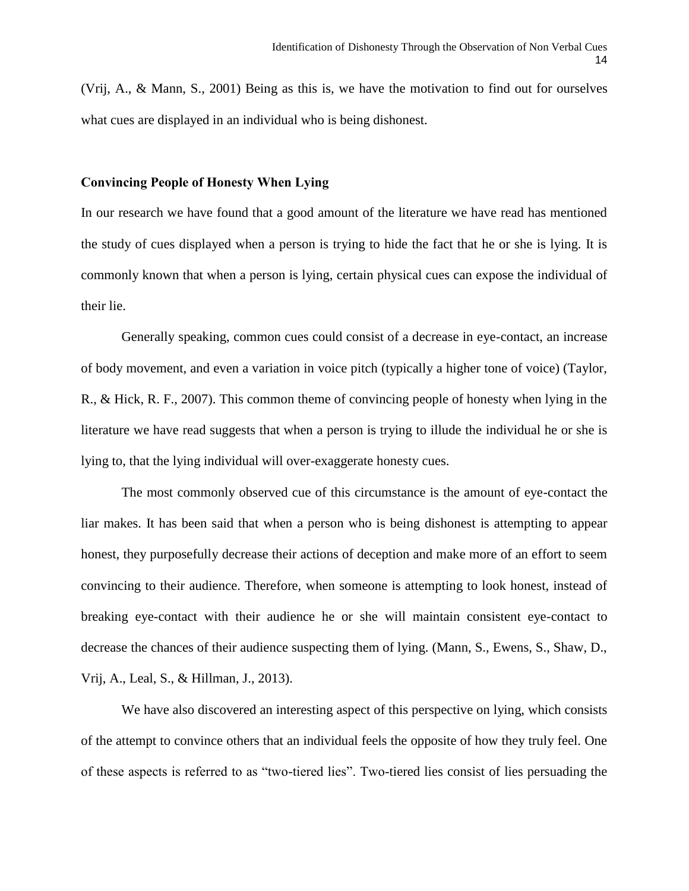(Vrij, A., & Mann, S., 2001) Being as this is, we have the motivation to find out for ourselves what cues are displayed in an individual who is being dishonest.

**Convincing People of Honesty When Lying**

In our research we have found that a good amount of the literature we have read has mentioned the study of cues displayed when a person is trying to hide the fact that he or she is lying. It is commonly known that when a person is lying, certain physical cues can expose the individual of their lie.

Generally speaking, common cues could consist of a decrease in eye-contact, an increase of body movement, and even a variation in voice pitch (typically a higher tone of voice) (Taylor, R., & Hick, R. F., 2007). This common theme of convincing people of honesty when lying in the literature we have read suggests that when a person is trying to illude the individual he or she is lying to, that the lying individual will over-exaggerate honesty cues.

The most commonly observed cue of this circumstance is the amount of eye-contact the liar makes. It has been said that when a person who is being dishonest is attempting to appear honest, they purposefully decrease their actions of deception and make more of an effort to seem convincing to their audience. Therefore, when someone is attempting to look honest, instead of breaking eye-contact with their audience he or she will maintain consistent eye-contact to decrease the chances of their audience suspecting them of lying. (Mann, S., Ewens, S., Shaw, D., Vrij, A., Leal, S., & Hillman, J., 2013).

We have also discovered an interesting aspect of this perspective on lying, which consists of the attempt to convince others that an individual feels the opposite of how they truly feel. One of these aspects is referred to as "two-tiered lies". Two-tiered lies consist of lies persuading the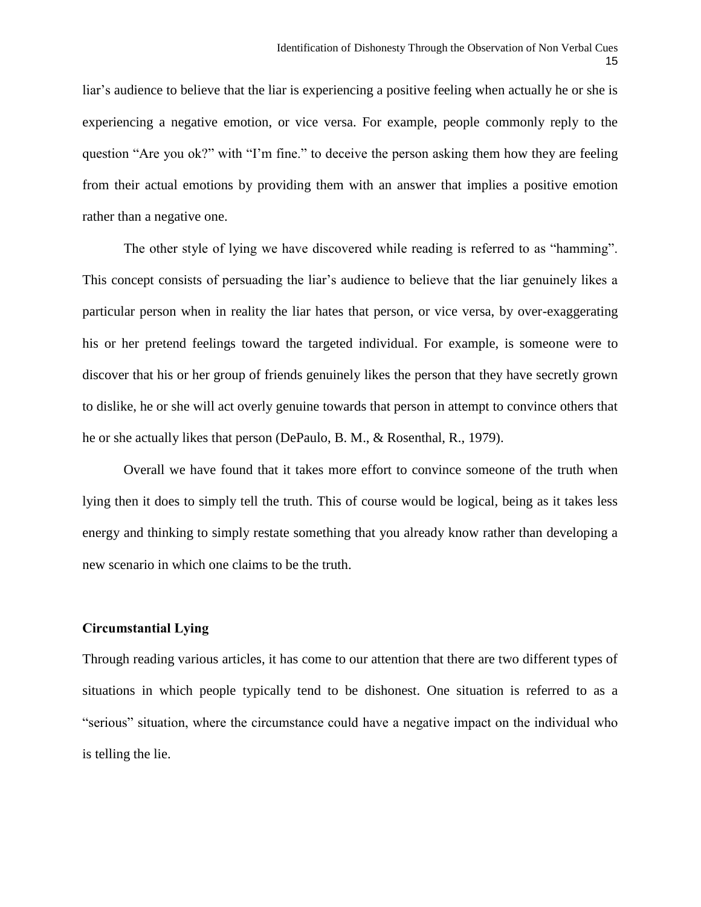liar's audience to believe that the liar is experiencing a positive feeling when actually he or she is experiencing a negative emotion, or vice versa. For example, people commonly reply to the question "Are you ok?" with "I'm fine." to deceive the person asking them how they are feeling from their actual emotions by providing them with an answer that implies a positive emotion rather than a negative one.

The other style of lying we have discovered while reading is referred to as "hamming". This concept consists of persuading the liar's audience to believe that the liar genuinely likes a particular person when in reality the liar hates that person, or vice versa, by over-exaggerating his or her pretend feelings toward the targeted individual. For example, is someone were to discover that his or her group of friends genuinely likes the person that they have secretly grown to dislike, he or she will act overly genuine towards that person in attempt to convince others that he or she actually likes that person (DePaulo, B. M., & Rosenthal, R., 1979).

Overall we have found that it takes more effort to convince someone of the truth when lying then it does to simply tell the truth. This of course would be logical, being as it takes less energy and thinking to simply restate something that you already know rather than developing a new scenario in which one claims to be the truth.

**Circumstantial Lying**

Through reading various articles, it has come to our attention that there are two different types of situations in which people typically tend to be dishonest. One situation is referred to as a "serious" situation, where the circumstance could have a negative impact on the individual who is telling the lie.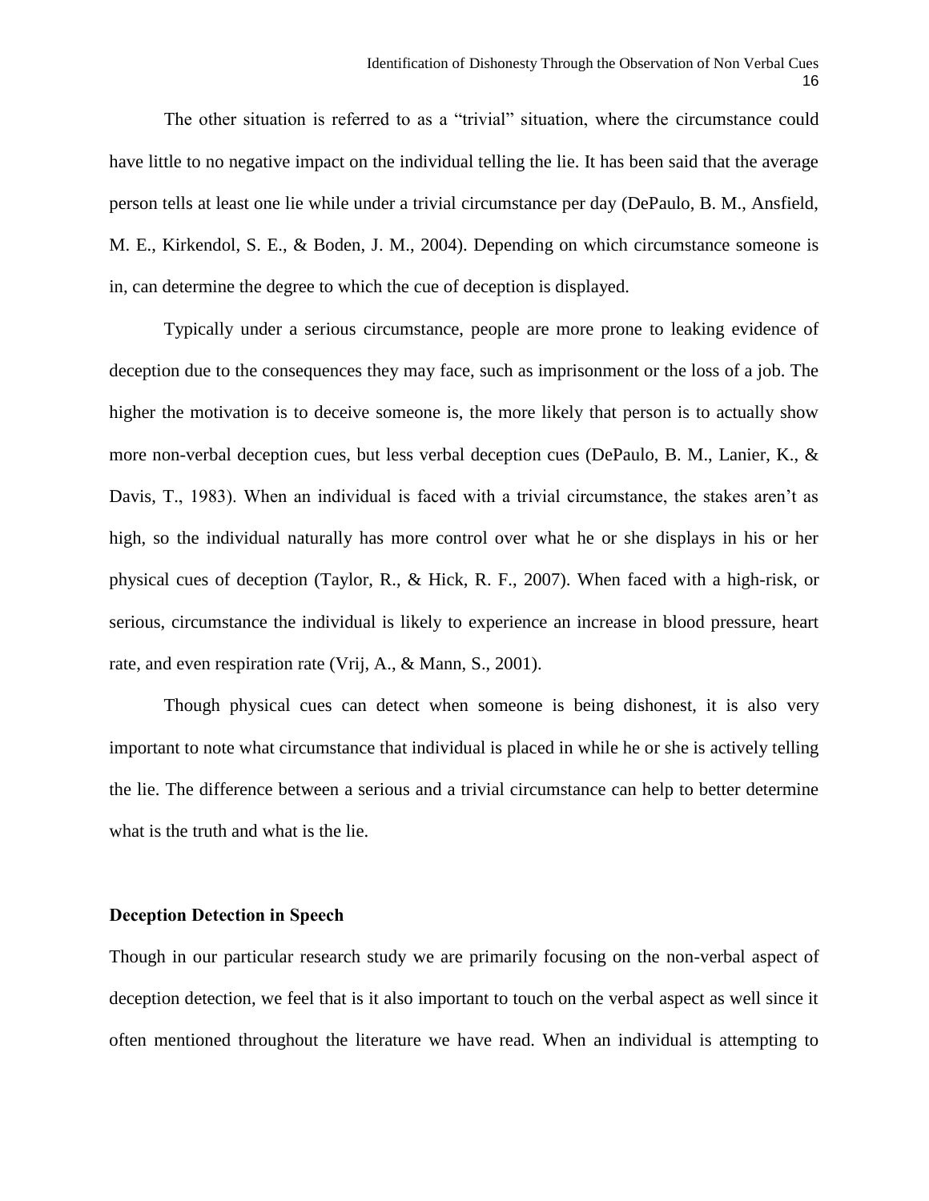The other situation is referred to as a "trivial" situation, where the circumstance could have little to no negative impact on the individual telling the lie. It has been said that the average person tells at least one lie while under a trivial circumstance per day (DePaulo, B. M., Ansfield, M. E., Kirkendol, S. E., & Boden, J. M., 2004). Depending on which circumstance someone is in, can determine the degree to which the cue of deception is displayed.

Typically under a serious circumstance, people are more prone to leaking evidence of deception due to the consequences they may face, such as imprisonment or the loss of a job. The higher the motivation is to deceive someone is, the more likely that person is to actually show more non-verbal deception cues, but less verbal deception cues (DePaulo, B. M., Lanier, K., & Davis, T., 1983). When an individual is faced with a trivial circumstance, the stakes aren't as high, so the individual naturally has more control over what he or she displays in his or her physical cues of deception (Taylor, R., & Hick, R. F., 2007). When faced with a high-risk, or serious, circumstance the individual is likely to experience an increase in blood pressure, heart rate, and even respiration rate (Vrij, A., & Mann, S., 2001).

Though physical cues can detect when someone is being dishonest, it is also very important to note what circumstance that individual is placed in while he or she is actively telling the lie. The difference between a serious and a trivial circumstance can help to better determine what is the truth and what is the lie.

**Deception Detection in Speech**

Though in our particular research study we are primarily focusing on the non-verbal aspect of deception detection, we feel that is it also important to touch on the verbal aspect as well since it often mentioned throughout the literature we have read. When an individual is attempting to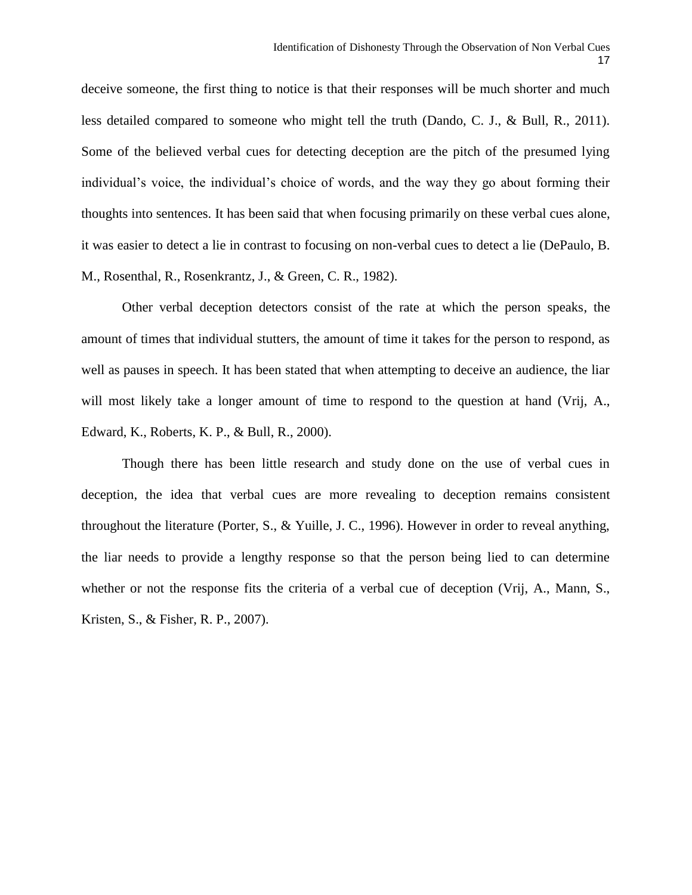deceive someone, the first thing to notice is that their responses will be much shorter and much less detailed compared to someone who might tell the truth (Dando, C. J., & Bull, R., 2011). Some of the believed verbal cues for detecting deception are the pitch of the presumed lying individual's voice, the individual's choice of words, and the way they go about forming their thoughts into sentences. It has been said that when focusing primarily on these verbal cues alone, it was easier to detect a lie in contrast to focusing on non-verbal cues to detect a lie (DePaulo, B. M., Rosenthal, R., Rosenkrantz, J., & Green, C. R., 1982).

Other verbal deception detectors consist of the rate at which the person speaks, the amount of times that individual stutters, the amount of time it takes for the person to respond, as well as pauses in speech. It has been stated that when attempting to deceive an audience, the liar will most likely take a longer amount of time to respond to the question at hand (Vrij, A., Edward, K., Roberts, K. P., & Bull, R., 2000).

Though there has been little research and study done on the use of verbal cues in deception, the idea that verbal cues are more revealing to deception remains consistent throughout the literature (Porter, S., & Yuille, J. C., 1996). However in order to reveal anything, the liar needs to provide a lengthy response so that the person being lied to can determine whether or not the response fits the criteria of a verbal cue of deception (Vrij, A., Mann, S., Kristen, S., & Fisher, R. P., 2007).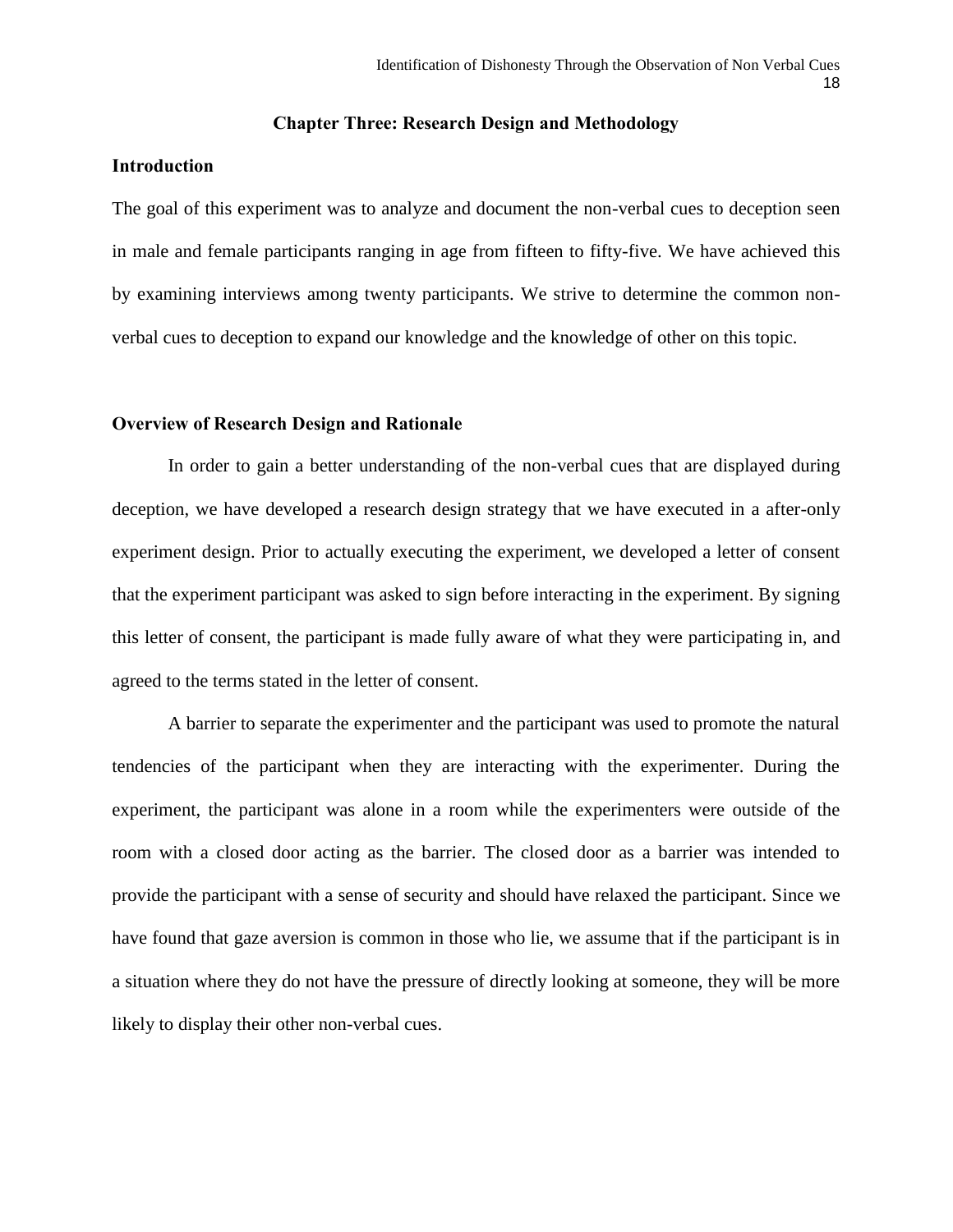## Chapter Three: Research Design and Methodology

### Introduction

The goal of this experiment was to analyze and document the non-verbal cues to deception seen in male and female participants ranging in age from fifteen to fifty-five. We have achieved this by examining interviews among twenty participants. We strive to determine the common non-verbal cues to deception to expand our knowledge and the knowledge of other on this topic.

### Overview of Research Design and Rationale

In order to gain a better understanding of the non-verbal cues that are displayed during deception, we have developed a research design strategy that we have executed in a after-only experiment design. Prior to actually executing the experiment, we developed a letter of consent that the experiment participant was asked to sign before interacting in the experiment. By signing this letter of consent, the participant is made fully aware of what they were participating in, and agreed to the terms stated in the letter of consent.

A barrier to separate the experimenter and the participant was used to promote the natural tendencies of the participant when they are interacting with the experimenter. During the experiment, the participant was alone in a room while the experimenters were outside of the room with a closed door acting as the barrier. The closed door as a barrier was intended to provide the participant with a sense of security and should have relaxed the participant. Since we have found that gaze aversion is common in those who lie, we assume that if the participant is in a situation where they do not have the pressure of directly looking at someone, they will be more likely to display their other non-verbal cues.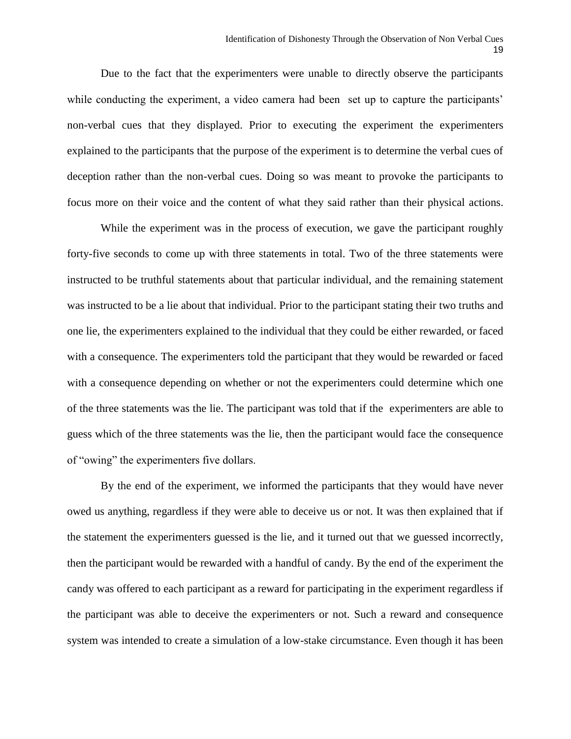Due to the fact that the experimenters were unable to directly observe the participants while conducting the experiment, a video camera had been set up to capture the participants' non-verbal cues that they displayed. Prior to executing the experiment the experimenters explained to the participants that the purpose of the experiment is to determine the verbal cues of deception rather than the non-verbal cues. Doing so was meant to provoke the participants to focus more on their voice and the content of what they said rather than their physical actions.

While the experiment was in the process of execution, we gave the participant roughly forty-five seconds to come up with three statements in total. Two of the three statements were instructed to be truthful statements about that particular individual, and the remaining statement was instructed to be a lie about that individual. Prior to the participant stating their two truths and one lie, the experimenters explained to the individual that they could be either rewarded, or faced with a consequence. The experimenters told the participant that they would be rewarded or faced with a consequence depending on whether or not the experimenters could determine which one of the three statements was the lie. The participant was told that if the experimenters are able to guess which of the three statements was the lie, then the participant would face the consequence of "owing" the experimenters five dollars.

By the end of the experiment, we informed the participants that they would have never owed us anything, regardless if they were able to deceive us or not. It was then explained that if the statement the experimenters guessed is the lie, and it turned out that we guessed incorrectly, then the participant would be rewarded with a handful of candy. By the end of the experiment the candy was offered to each participant as a reward for participating in the experiment regardless if the participant was able to deceive the experimenters or not. Such a reward and consequence system was intended to create a simulation of a low-stake circumstance. Even though it has been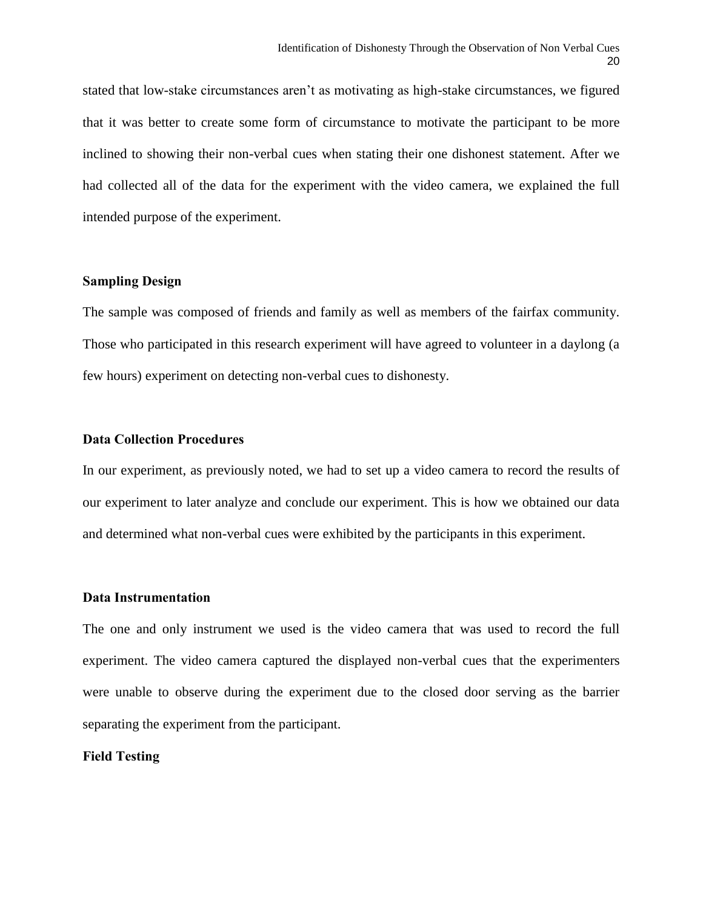stated that low-stake circumstances aren't as motivating as high-stake circumstances, we figured that it was better to create some form of circumstance to motivate the participant to be more inclined to showing their non-verbal cues when stating their one dishonest statement. After we had collected all of the data for the experiment with the video camera, we explained the full intended purpose of the experiment.

**Sampling Design**

The sample was composed of friends and family as well as members of the fairfax community. Those who participated in this research experiment will have agreed to volunteer in a daylong (a few hours) experiment on detecting non-verbal cues to dishonesty.

**Data Collection Procedures**

In our experiment, as previously noted, we had to set up a video camera to record the results of our experiment to later analyze and conclude our experiment. This is how we obtained our data and determined what non-verbal cues were exhibited by the participants in this experiment.

**Data Instrumentation**

The one and only instrument we used is the video camera that was used to record the full experiment. The video camera captured the displayed non-verbal cues that the experimenters were unable to observe during the experiment due to the closed door serving as the barrier separating the experiment from the participant.

**Field Testing**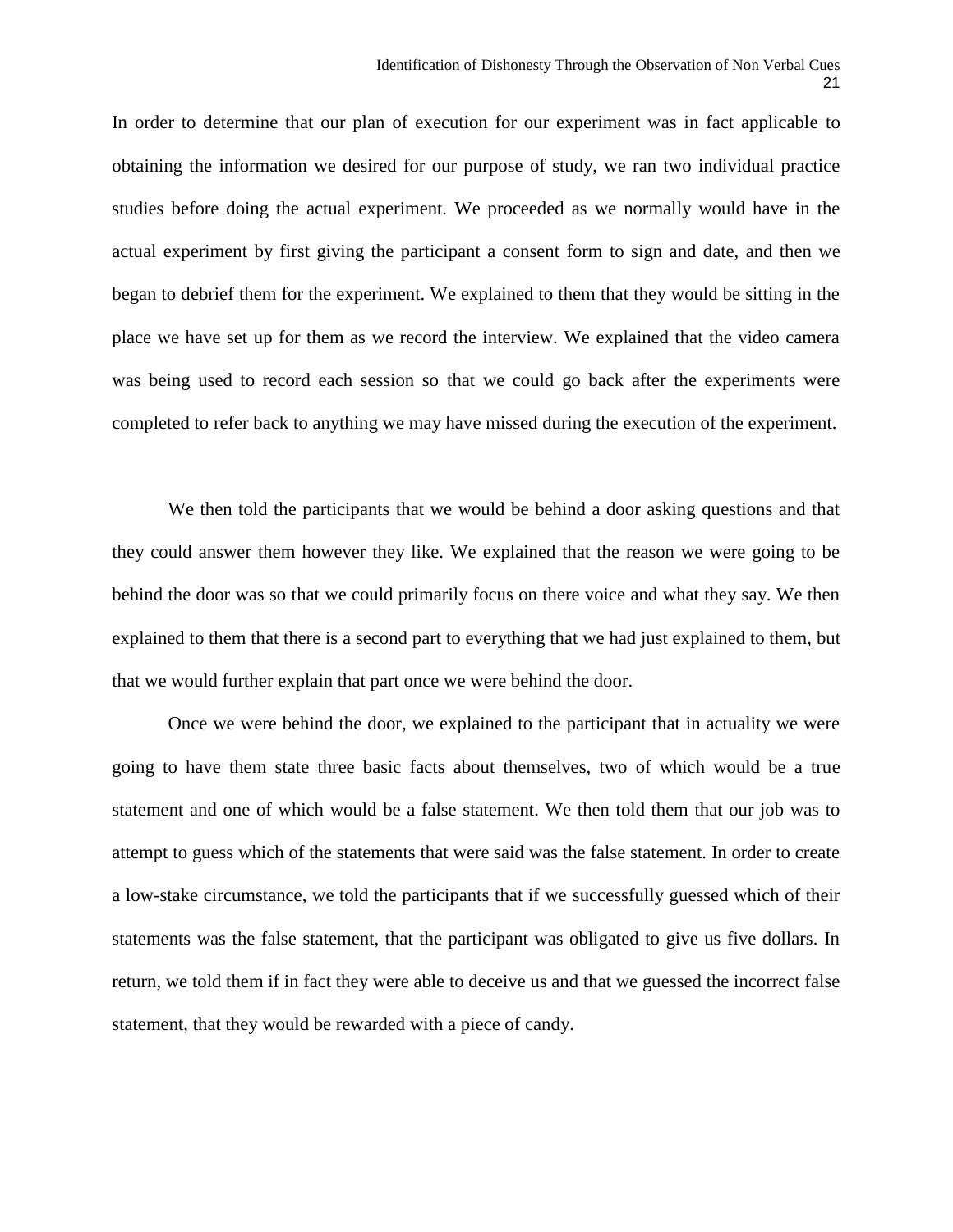In order to determine that our plan of execution for our experiment was in fact applicable to obtaining the information we desired for our purpose of study, we ran two individual practice studies before doing the actual experiment. We proceeded as we normally would have in the actual experiment by first giving the participant a consent form to sign and date, and then we began to debrief them for the experiment. We explained to them that they would be sitting in the place we have set up for them as we record the interview. We explained that the video camera was being used to record each session so that we could go back after the experiments were completed to refer back to anything we may have missed during the execution of the experiment.

We then told the participants that we would be behind a door asking questions and that they could answer them however they like. We explained that the reason we were going to be behind the door was so that we could primarily focus on there voice and what they say. We then explained to them that there is a second part to everything that we had just explained to them, but that we would further explain that part once we were behind the door.

Once we were behind the door, we explained to the participant that in actuality we were going to have them state three basic facts about themselves, two of which would be a true statement and one of which would be a false statement. We then told them that our job was to attempt to guess which of the statements that were said was the false statement. In order to create a low-stake circumstance, we told the participants that if we successfully guessed which of their statements was the false statement, that the participant was obligated to give us five dollars. In return, we told them if in fact they were able to deceive us and that we guessed the incorrect false statement, that they would be rewarded with a piece of candy.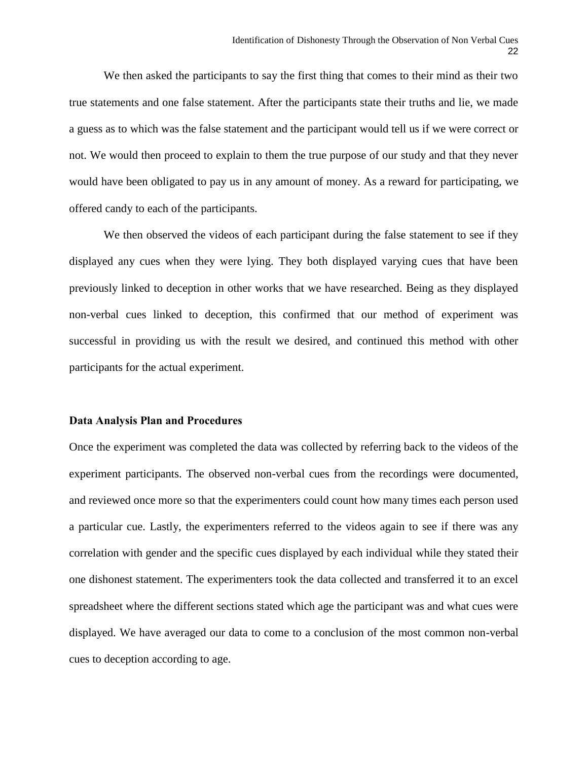We then asked the participants to say the first thing that comes to their mind as their two true statements and one false statement. After the participants state their truths and lie, we made a guess as to which was the false statement and the participant would tell us if we were correct or not. We would then proceed to explain to them the true purpose of our study and that they never would have been obligated to pay us in any amount of money. As a reward for participating, we offered candy to each of the participants.

We then observed the videos of each participant during the false statement to see if they displayed any cues when they were lying. They both displayed varying cues that have been previously linked to deception in other works that we have researched. Being as they displayed non-verbal cues linked to deception, this confirmed that our method of experiment was successful in providing us with the result we desired, and continued this method with other participants for the actual experiment.

**Data Analysis Plan and Procedures**

Once the experiment was completed the data was collected by referring back to the videos of the experiment participants. The observed non-verbal cues from the recordings were documented, and reviewed once more so that the experimenters could count how many times each person used a particular cue. Lastly, the experimenters referred to the videos again to see if there was any correlation with gender and the specific cues displayed by each individual while they stated their one dishonest statement. The experimenters took the data collected and transferred it to an excel spreadsheet where the different sections stated which age the participant was and what cues were displayed. We have averaged our data to come to a conclusion of the most common non-verbal cues to deception according to age.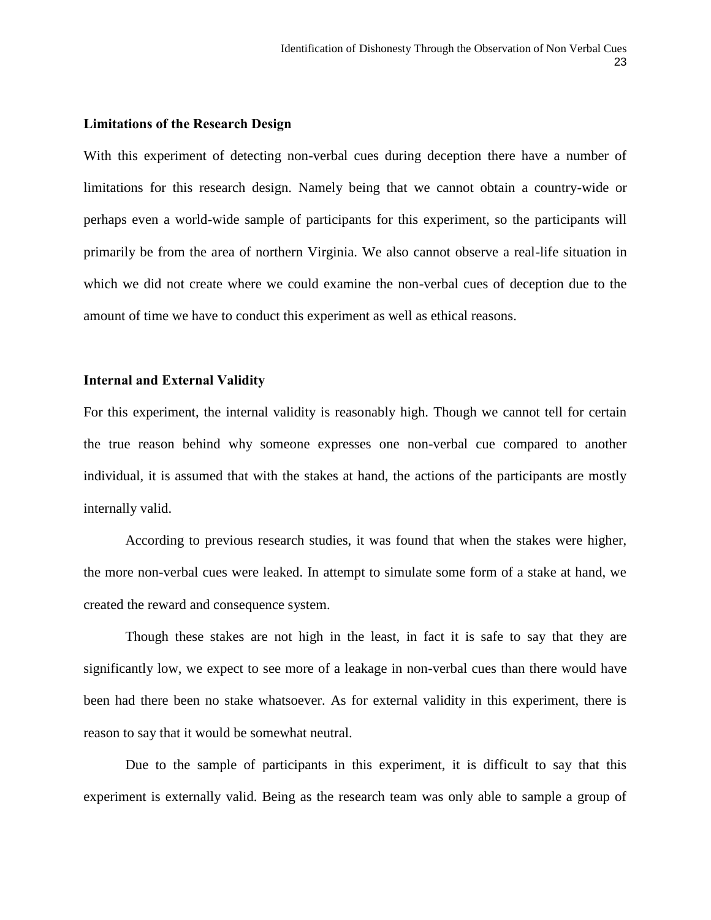**Limitations of the Research Design**

With this experiment of detecting non-verbal cues during deception there have a number of limitations for this research design. Namely being that we cannot obtain a country-wide or perhaps even a world-wide sample of participants for this experiment, so the participants will primarily be from the area of northern Virginia. We also cannot observe a real-life situation in which we did not create where we could examine the non-verbal cues of deception due to the amount of time we have to conduct this experiment as well as ethical reasons.

**Internal and External Validity**

For this experiment, the internal validity is reasonably high. Though we cannot tell for certain the true reason behind why someone expresses one non-verbal cue compared to another individual, it is assumed that with the stakes at hand, the actions of the participants are mostly internally valid.

According to previous research studies, it was found that when the stakes were higher, the more non-verbal cues were leaked. In attempt to simulate some form of a stake at hand, we created the reward and consequence system.

Though these stakes are not high in the least, in fact it is safe to say that they are significantly low, we expect to see more of a leakage in non-verbal cues than there would have been had there been no stake whatsoever. As for external validity in this experiment, there is reason to say that it would be somewhat neutral.

Due to the sample of participants in this experiment, it is difficult to say that this experiment is externally valid. Being as the research team was only able to sample a group of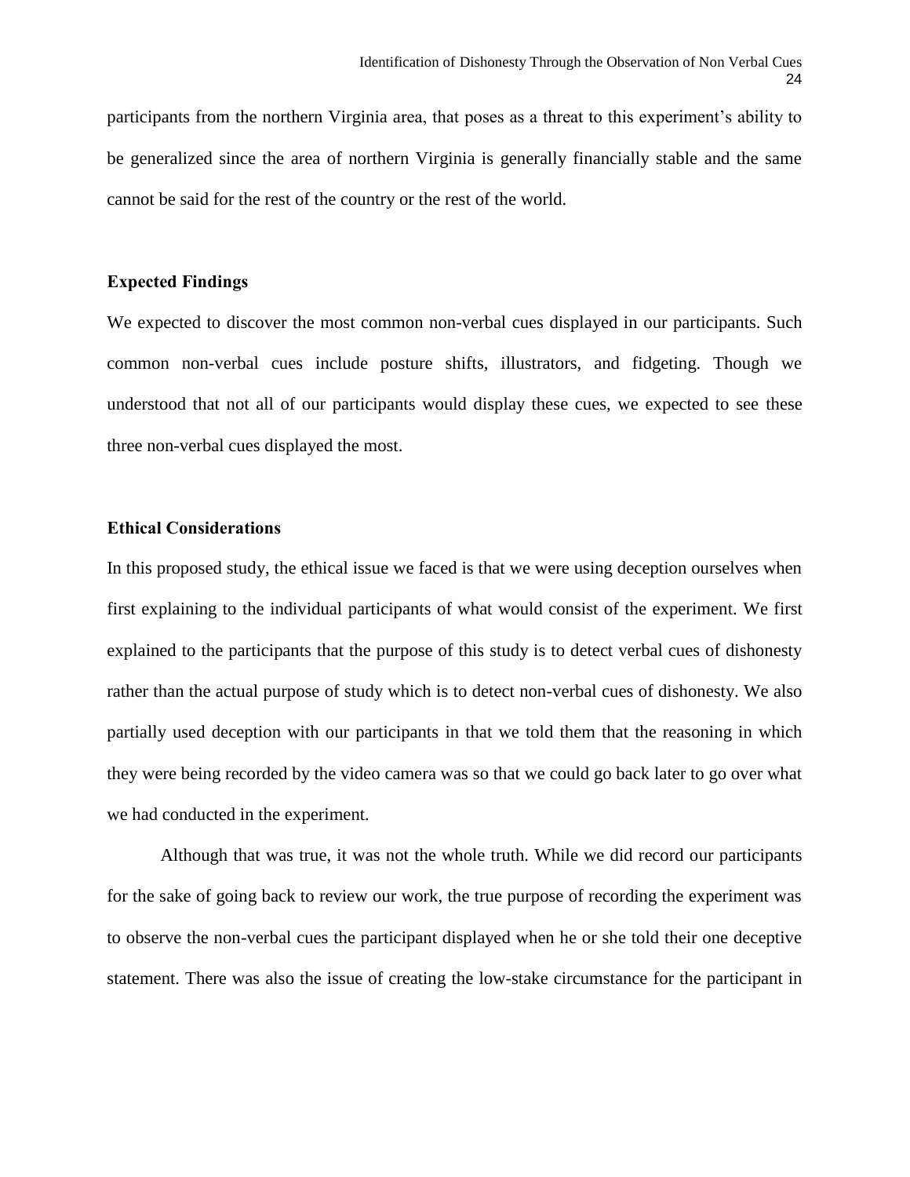participants from the northern Virginia area, that poses as a threat to this experiment's ability to be generalized since the area of northern Virginia is generally financially stable and the same cannot be said for the rest of the country or the rest of the world.

**Expected Findings**

We expected to discover the most common non-verbal cues displayed in our participants. Such common non-verbal cues include posture shifts, illustrators, and fidgeting. Though we understood that not all of our participants would display these cues, we expected to see these three non-verbal cues displayed the most.

**Ethical Considerations**

In this proposed study, the ethical issue we faced is that we were using deception ourselves when first explaining to the individual participants of what would consist of the experiment. We first explained to the participants that the purpose of this study is to detect verbal cues of dishonesty rather than the actual purpose of study which is to detect non-verbal cues of dishonesty. We also partially used deception with our participants in that we told them that the reasoning in which they were being recorded by the video camera was so that we could go back later to go over what we had conducted in the experiment.

Although that was true, it was not the whole truth. While we did record our participants for the sake of going back to review our work, the true purpose of recording the experiment was to observe the non-verbal cues the participant displayed when he or she told their one deceptive statement. There was also the issue of creating the low-stake circumstance for the participant in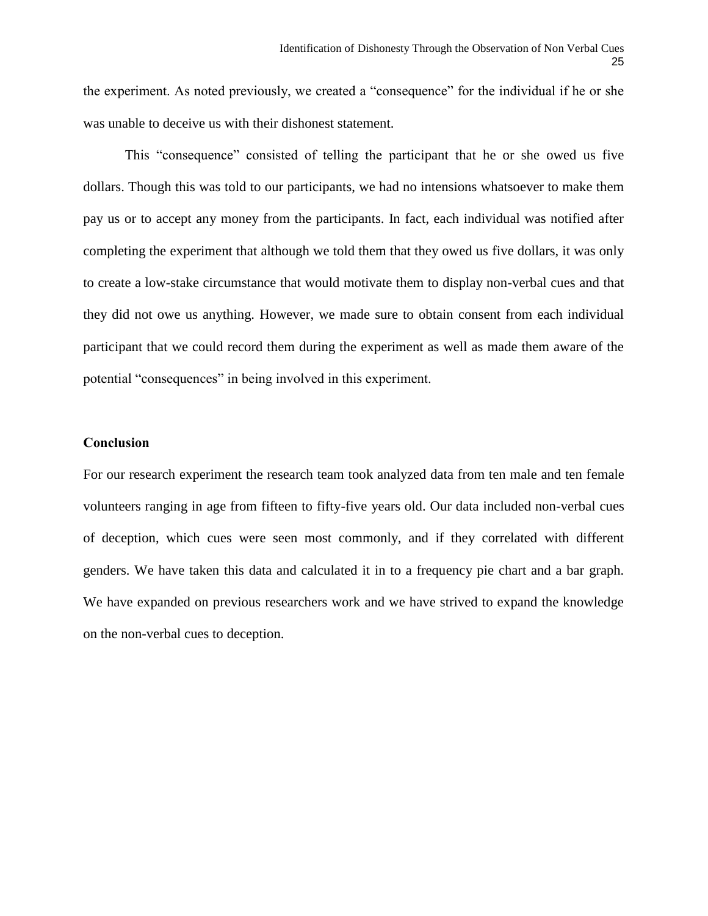the experiment. As noted previously, we created a "consequence" for the individual if he or she was unable to deceive us with their dishonest statement.

This "consequence" consisted of telling the participant that he or she owed us five dollars. Though this was told to our participants, we had no intensions whatsoever to make them pay us or to accept any money from the participants. In fact, each individual was notified after completing the experiment that although we told them that they owed us five dollars, it was only to create a low-stake circumstance that would motivate them to display non-verbal cues and that they did not owe us anything. However, we made sure to obtain consent from each individual participant that we could record them during the experiment as well as made them aware of the potential "consequences" in being involved in this experiment.

**Conclusion**

For our research experiment the research team took analyzed data from ten male and ten female volunteers ranging in age from fifteen to fifty-five years old. Our data included non-verbal cues of deception, which cues were seen most commonly, and if they correlated with different genders. We have taken this data and calculated it in to a frequency pie chart and a bar graph. We have expanded on previous researchers work and we have strived to expand the knowledge on the non-verbal cues to deception.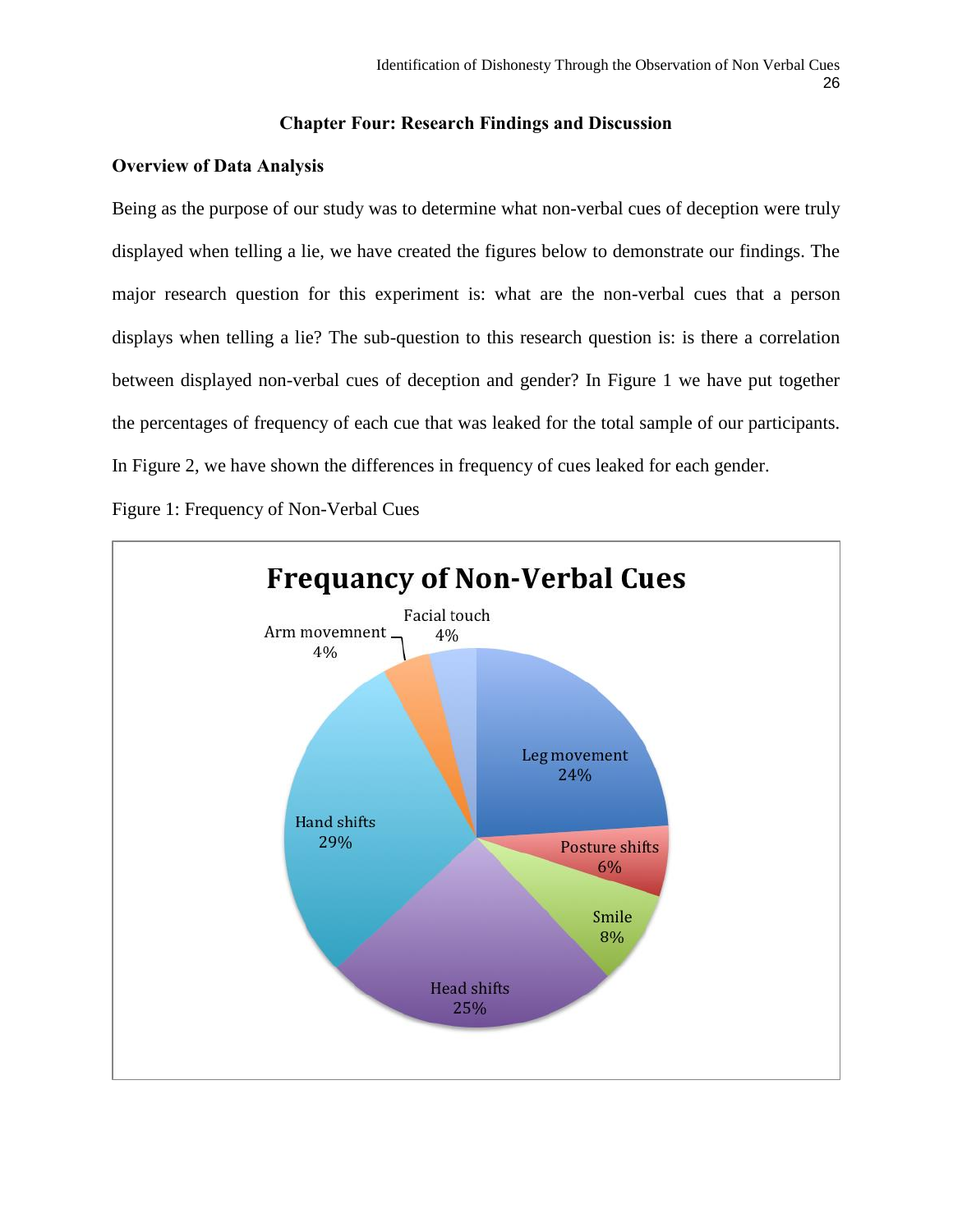## Chapter Four: Research Findings and Discussion

### Overview of Data Analysis

Being as the purpose of our study was to determine what non-verbal cues of deception were truly displayed when telling a lie, we have created the figures below to demonstrate our findings. The major research question for this experiment is: what are the non-verbal cues that a person displays when telling a lie? The sub-question to this research question is: is there a correlation between displayed non-verbal cues of deception and gender? In Figure 1 we have put together the percentages of frequency of each cue that was leaked for the total sample of our participants. In Figure 2, we have shown the differences in frequency of cues leaked for each gender.

Figure 1: Frequency of Non-Verbal Cues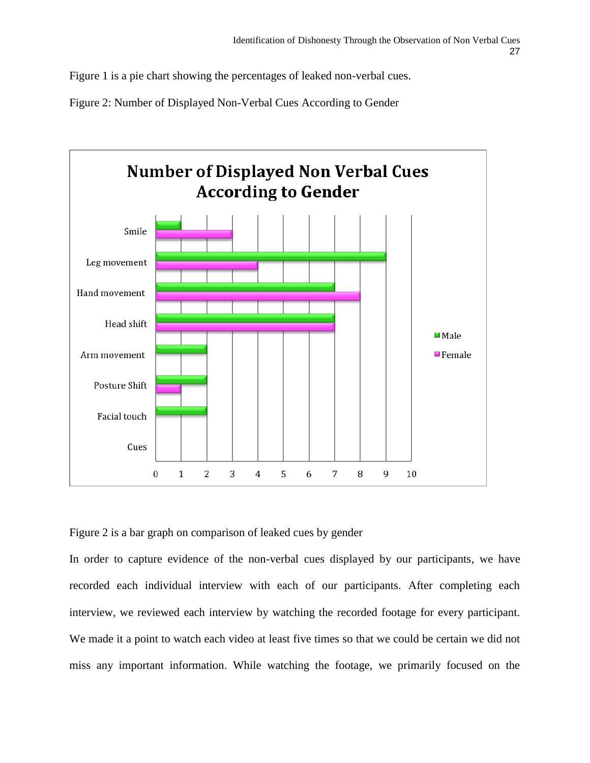Figure 1 is a pie chart showing the percentages of leaked non-verbal cues.

Figure 2: Number of Displayed Non-Verbal Cues According to Gender

Figure 2 is a bar graph on comparison of leaked cues by gender

In order to capture evidence of the non-verbal cues displayed by our participants, we have recorded each individual interview with each of our participants. After completing each interview, we reviewed each interview by watching the recorded footage for every participant. We made it a point to watch each video at least five times so that we could be certain we did not miss any important information. While watching the footage, we primarily focused on the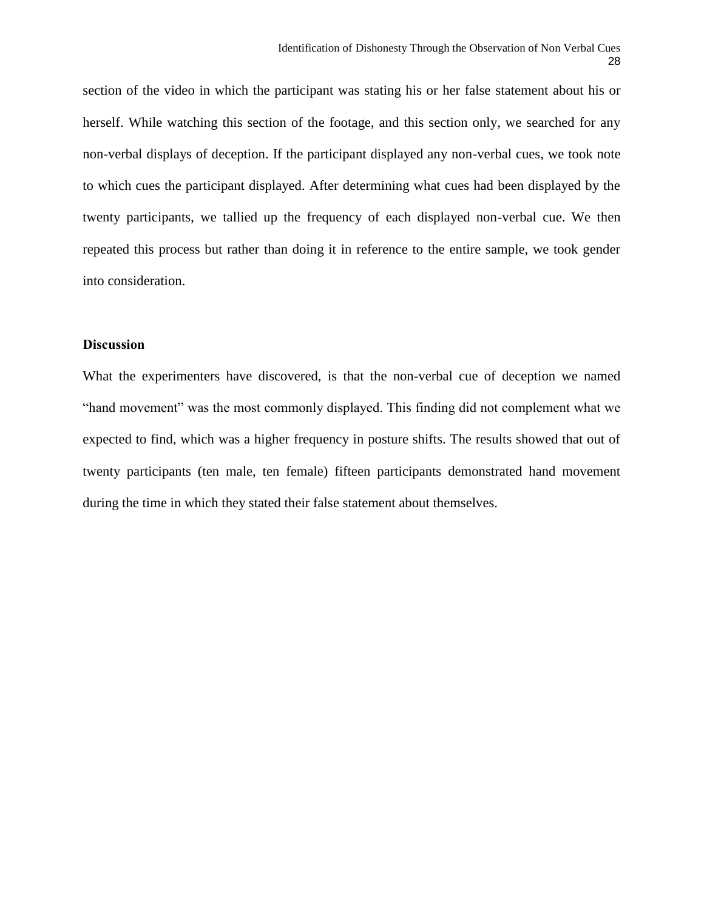section of the video in which the participant was stating his or her false statement about his or herself. While watching this section of the footage, and this section only, we searched for any non-verbal displays of deception. If the participant displayed any non-verbal cues, we took note to which cues the participant displayed. After determining what cues had been displayed by the twenty participants, we tallied up the frequency of each displayed non-verbal cue. We then repeated this process but rather than doing it in reference to the entire sample, we took gender into consideration.

**Discussion**

What the experimenters have discovered, is that the non-verbal cue of deception we named "hand movement" was the most commonly displayed. This finding did not complement what we expected to find, which was a higher frequency in posture shifts. The results showed that out of twenty participants (ten male, ten female) fifteen participants demonstrated hand movement during the time in which they stated their false statement about themselves.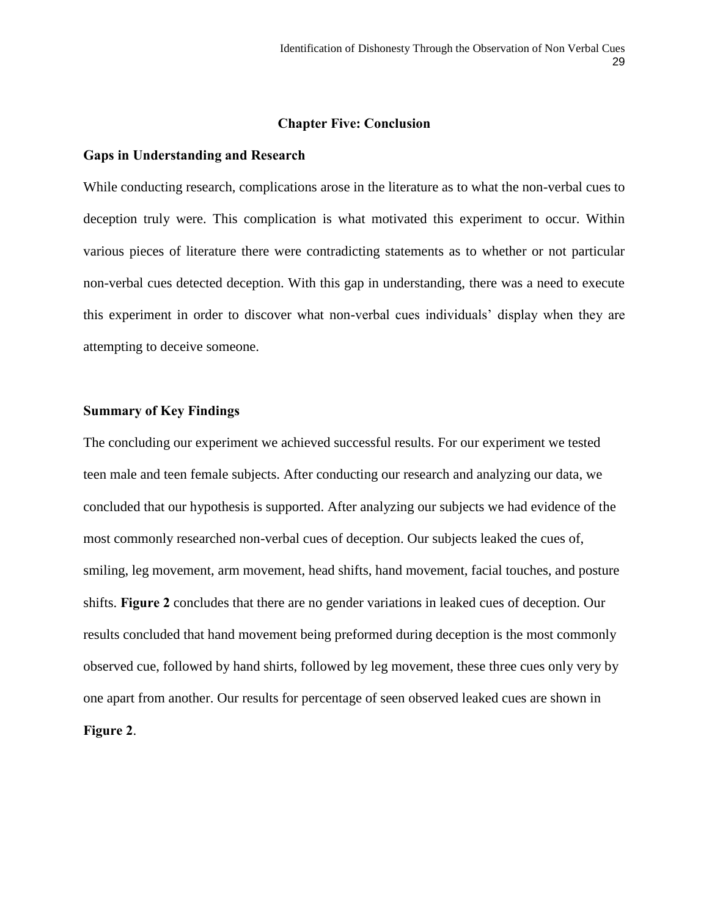## Chapter Five: Conclusion

### Gaps in Understanding and Research

While conducting research, complications arose in the literature as to what the non-verbal cues to deception truly were. This complication is what motivated this experiment to occur. Within various pieces of literature there were contradicting statements as to whether or not particular non-verbal cues detected deception. With this gap in understanding, there was a need to execute this experiment in order to discover what non-verbal cues individuals' display when they are attempting to deceive someone.

### Summary of Key Findings

The concluding our experiment we achieved successful results. For our experiment we tested teen male and teen female subjects. After conducting our research and analyzing our data, we concluded that our hypothesis is supported. After analyzing our subjects we had evidence of the most commonly researched non-verbal cues of deception. Our subjects leaked the cues of, smiling, leg movement, arm movement, head shifts, hand movement, facial touches, and posture shifts. **Figure 2** concludes that there are no gender variations in leaked cues of deception. Our results concluded that hand movement being preformed during deception is the most commonly observed cue, followed by hand shirts, followed by leg movement, these three cues only very by one apart from another. Our results for percentage of seen observed leaked cues are shown in **Figure 2**.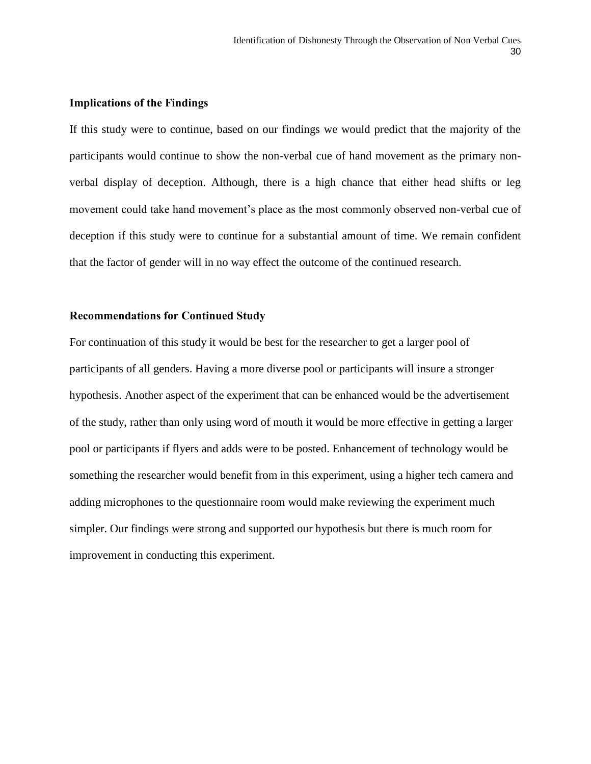**Implications of the Findings**

If this study were to continue, based on our findings we would predict that the majority of the participants would continue to show the non-verbal cue of hand movement as the primary non-verbal display of deception. Although, there is a high chance that either head shifts or leg movement could take hand movement's place as the most commonly observed non-verbal cue of deception if this study were to continue for a substantial amount of time. We remain confident that the factor of gender will in no way effect the outcome of the continued research.

**Recommendations for Continued Study**

For continuation of this study it would be best for the researcher to get a larger pool of participants of all genders. Having a more diverse pool or participants will insure a stronger hypothesis. Another aspect of the experiment that can be enhanced would be the advertisement of the study, rather than only using word of mouth it would be more effective in getting a larger pool or participants if flyers and adds were to be posted. Enhancement of technology would be something the researcher would benefit from in this experiment, using a higher tech camera and adding microphones to the questionnaire room would make reviewing the experiment much simpler. Our findings were strong and supported our hypothesis but there is much room for improvement in conducting this experiment.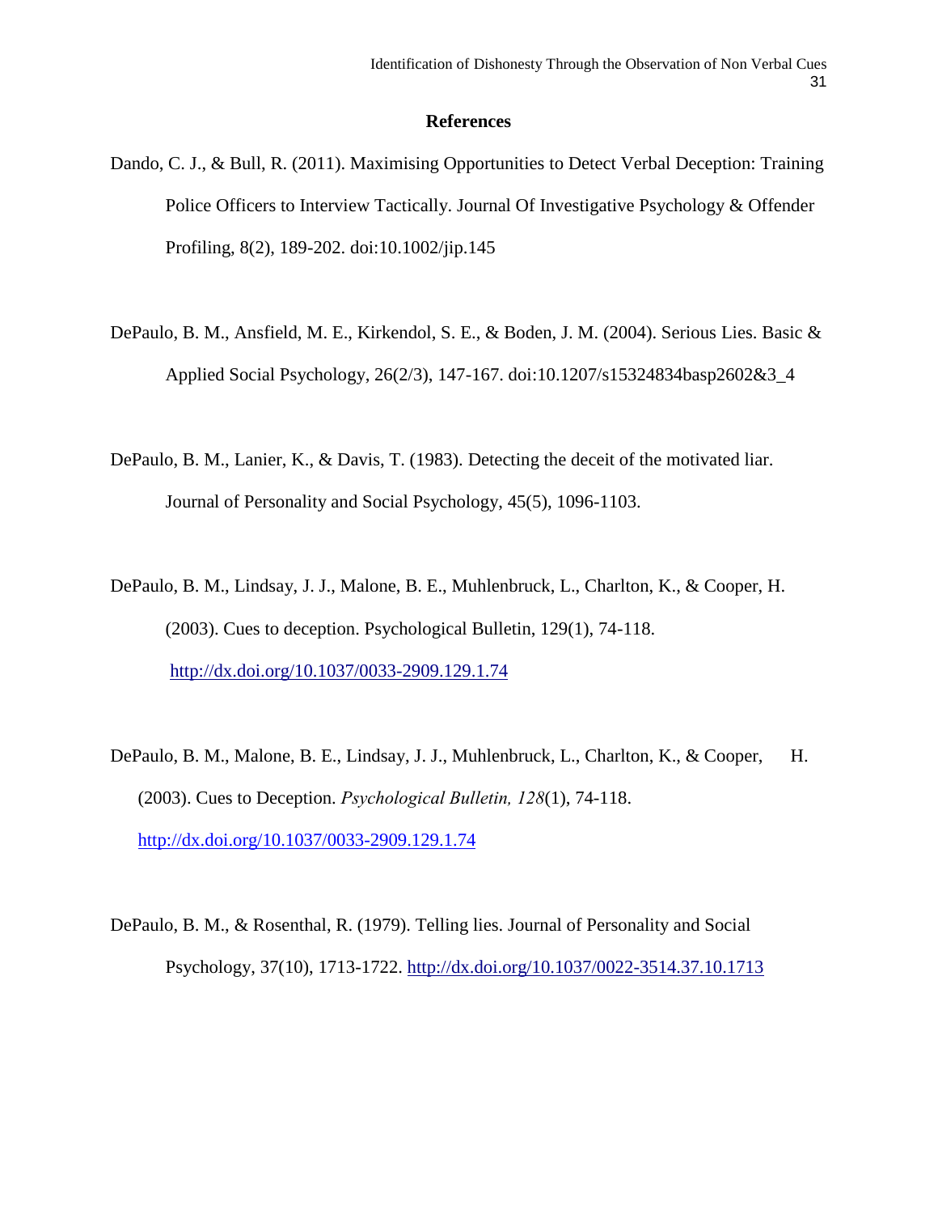## References

Dando, C. J., & Bull, R. (2011). Maximising Opportunities to Detect Verbal Deception: Training Police Officers to Interview Tactically. Journal Of Investigative Psychology & Offender Profiling, 8(2), 189-202. doi:10.1002/jip.145

DePaulo, B. M., Ansfield, M. E., Kirkendol, S. E., & Boden, J. M. (2004). Serious Lies. Basic & Applied Social Psychology, 26(2/3), 147-167. doi:10.1207/s15324834basp2602&3_4

DePaulo, B. M., Lanier, K., & Davis, T. (1983). Detecting the deceit of the motivated liar. Journal of Personality and Social Psychology, 45(5), 1096-1103.

DePaulo, B. M., Lindsay, J. J., Malone, B. E., Muhlenbruck, L., Charlton, K., & Cooper, H. (2003). Cues to deception. Psychological Bulletin, 129(1), 74-118. http://dx.doi.org/10.1037/0033-2909.129.1.74

DePaulo, B. M., Malone, B. E., Lindsay, J. J., Muhlenbruck, L., Charlton, K., & Cooper, H. (2003). Cues to Deception. *Psychological Bulletin, 128*(1), 74-118. http://dx.doi.org/10.1037/0033-2909.129.1.74

DePaulo, B. M., & Rosenthal, R. (1979). Telling lies. Journal of Personality and Social Psychology, 37(10), 1713-1722. http://dx.doi.org/10.1037/0022-3514.37.10.1713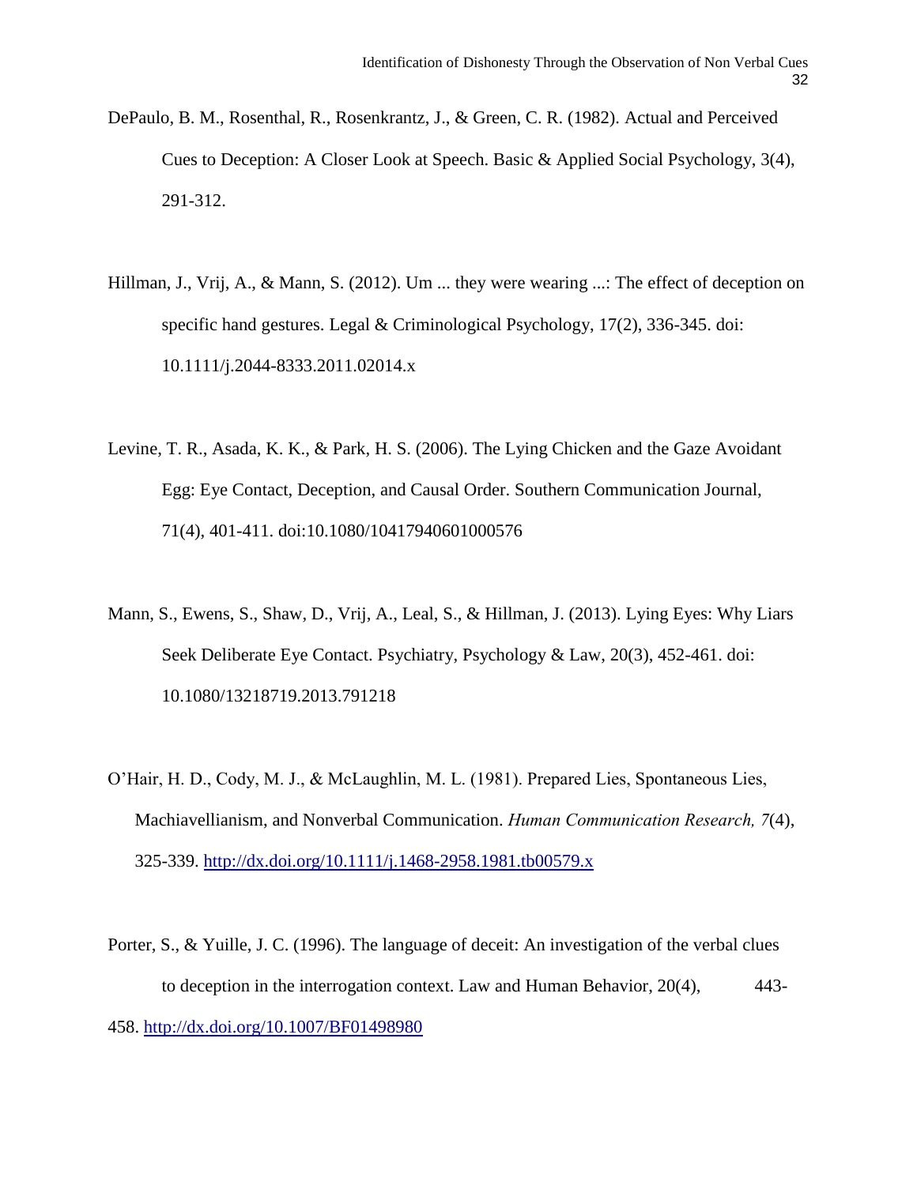DePaulo, B. M., Rosenthal, R., Rosenkrantz, J., & Green, C. R. (1982). Actual and Perceived Cues to Deception: A Closer Look at Speech. Basic & Applied Social Psychology, 3(4), 291-312.

Hillman, J., Vrij, A., & Mann, S. (2012). Um ... they were wearing ...: The effect of deception on specific hand gestures. Legal & Criminological Psychology, 17(2), 336-345. doi: 10.1111/j.2044-8333.2011.02014.x

Levine, T. R., Asada, K. K., & Park, H. S. (2006). The Lying Chicken and the Gaze Avoidant Egg: Eye Contact, Deception, and Causal Order. Southern Communication Journal, 71(4), 401-411. doi:10.1080/10417940601000576

Mann, S., Ewens, S., Shaw, D., Vrij, A., Leal, S., & Hillman, J. (2013). Lying Eyes: Why Liars Seek Deliberate Eye Contact. Psychiatry, Psychology & Law, 20(3), 452-461. doi: 10.1080/13218719.2013.791218

O'Hair, H. D., Cody, M. J., & McLaughlin, M. L. (1981). Prepared Lies, Spontaneous Lies, Machiavellianism, and Nonverbal Communication. *Human Communication Research, 7*(4), 325-339. http://dx.doi.org/10.1111/j.1468-2958.1981.tb00579.x

Porter, S., & Yuille, J. C. (1996). The language of deceit: An investigation of the verbal clues to deception in the interrogation context. Law and Human Behavior, 20(4), 443-458. http://dx.doi.org/10.1007/BF01498980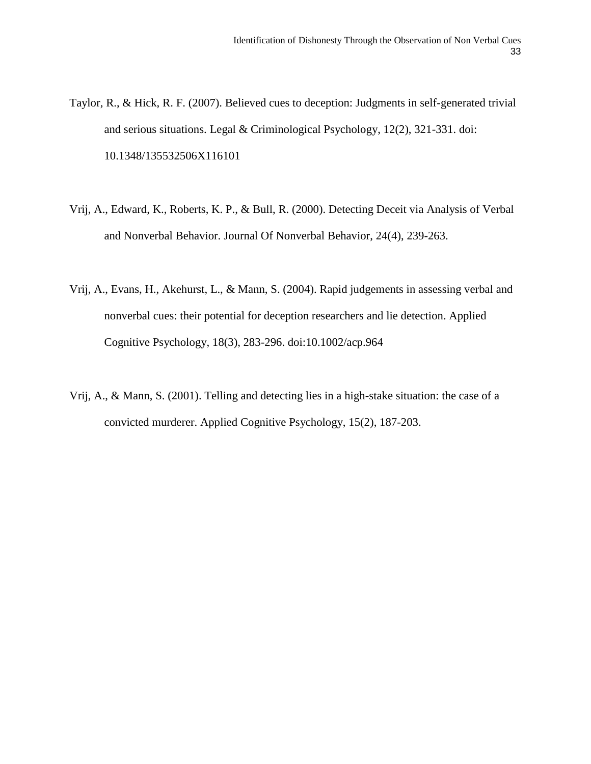Taylor, R., & Hick, R. F. (2007). Believed cues to deception: Judgments in self-generated trivial and serious situations. Legal & Criminological Psychology, 12(2), 321-331. doi: 10.1348/135532506X116101

Vrij, A., Edward, K., Roberts, K. P., & Bull, R. (2000). Detecting Deceit via Analysis of Verbal and Nonverbal Behavior. Journal Of Nonverbal Behavior, 24(4), 239-263.

Vrij, A., Evans, H., Akehurst, L., & Mann, S. (2004). Rapid judgements in assessing verbal and nonverbal cues: their potential for deception researchers and lie detection. Applied Cognitive Psychology, 18(3), 283-296. doi:10.1002/acp.964

Vrij, A., & Mann, S. (2001). Telling and detecting lies in a high-stake situation: the case of a convicted murderer. Applied Cognitive Psychology, 15(2), 187-203.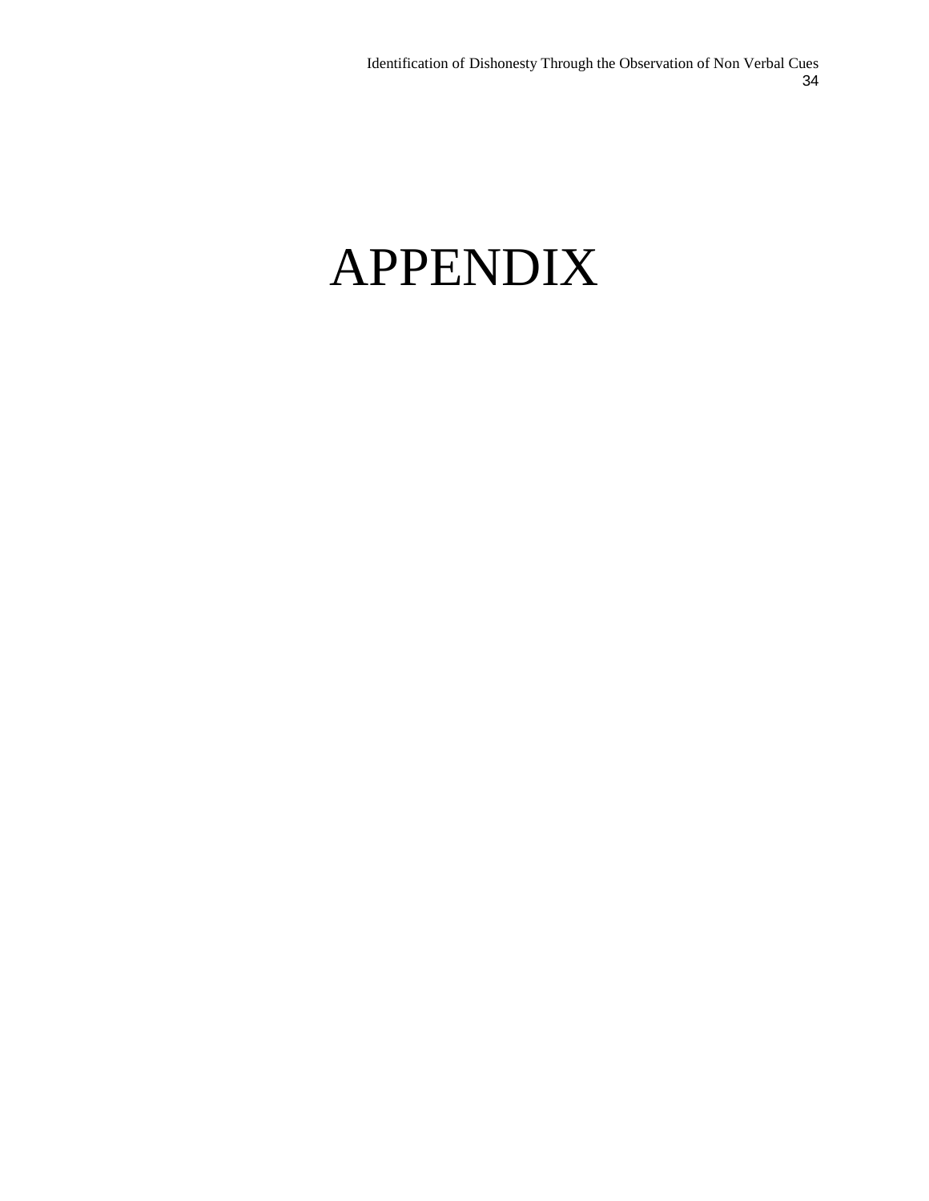# APPENDIX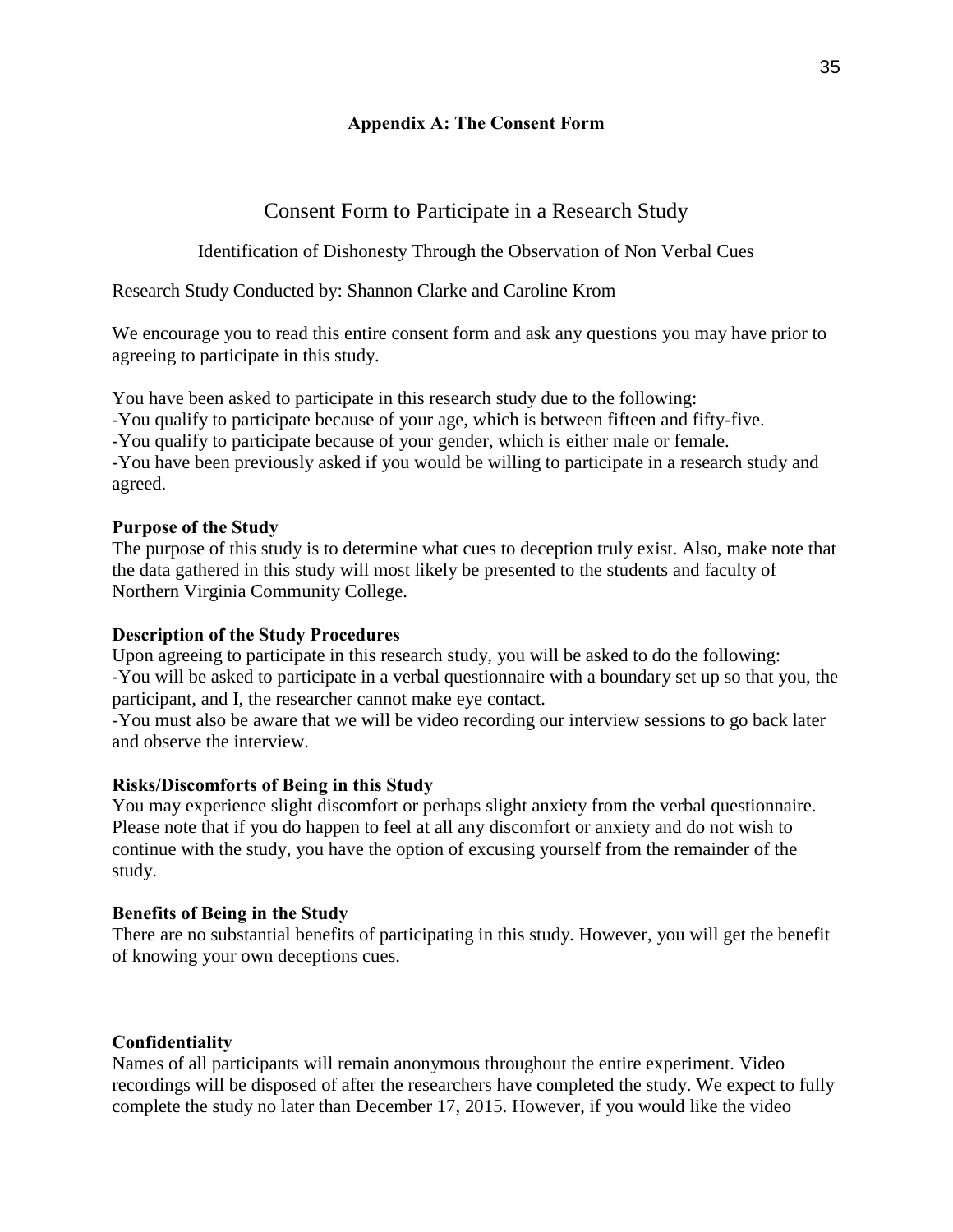## Appendix A: The Consent Form

# Consent Form to Participate in a Research Study

Identification of Dishonesty Through the Observation of Non Verbal Cues

Research Study Conducted by: Shannon Clarke and Caroline Krom

We encourage you to read this entire consent form and ask any questions you may have prior to agreeing to participate in this study.

You have been asked to participate in this research study due to the following:
-You qualify to participate because of your age, which is between fifteen and fifty-five.
-You qualify to participate because of your gender, which is either male or female.
-You have been previously asked if you would be willing to participate in a research study and agreed.

**Purpose of the Study**
The purpose of this study is to determine what cues to deception truly exist. Also, make note that the data gathered in this study will most likely be presented to the students and faculty of Northern Virginia Community College.

**Description of the Study Procedures**
Upon agreeing to participate in this research study, you will be asked to do the following:
-You will be asked to participate in a verbal questionnaire with a boundary set up so that you, the participant, and I, the researcher cannot make eye contact.
-You must also be aware that we will be video recording our interview sessions to go back later and observe the interview.

**Risks/Discomforts of Being in this Study**
You may experience slight discomfort or perhaps slight anxiety from the verbal questionnaire. Please note that if you do happen to feel at all any discomfort or anxiety and do not wish to continue with the study, you have the option of excusing yourself from the remainder of the study.

**Benefits of Being in the Study**
There are no substantial benefits of participating in this study. However, you will get the benefit of knowing your own deceptions cues.

**Confidentiality**
Names of all participants will remain anonymous throughout the entire experiment. Video recordings will be disposed of after the researchers have completed the study. We expect to fully complete the study no later than December 17, 2015. However, if you would like the video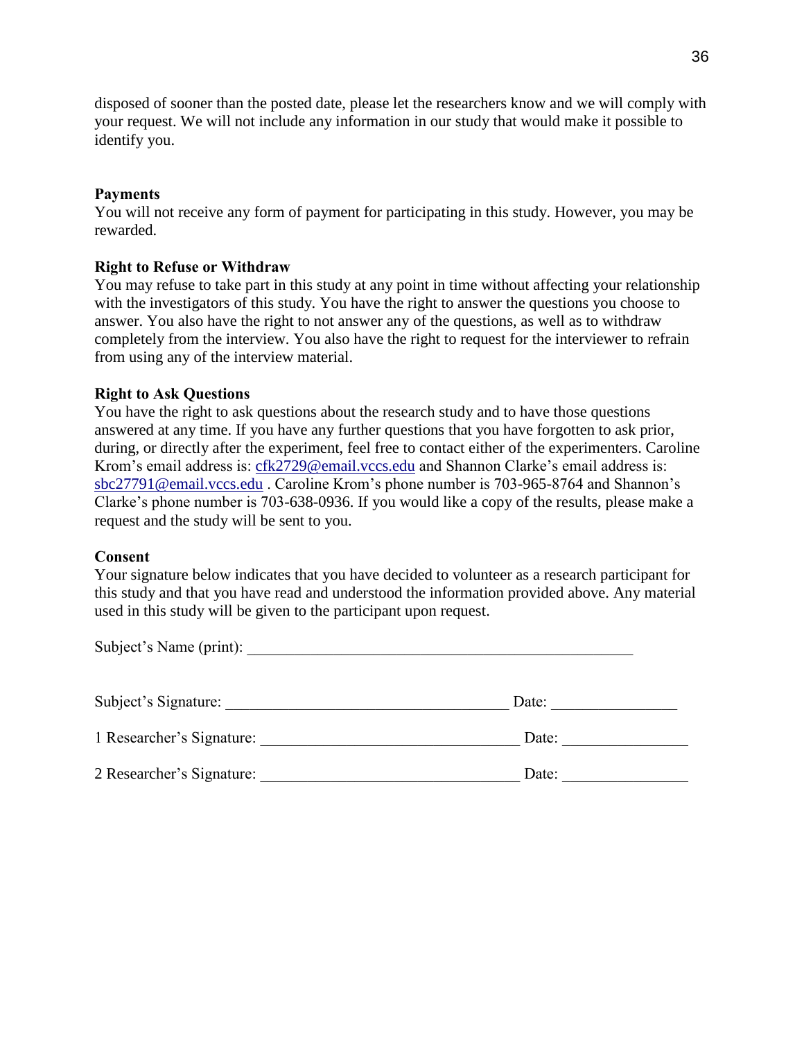disposed of sooner than the posted date, please let the researchers know and we will comply with your request. We will not include any information in our study that would make it possible to identify you.

**Payments**

You will not receive any form of payment for participating in this study. However, you may be rewarded.

**Right to Refuse or Withdraw**

You may refuse to take part in this study at any point in time without affecting your relationship with the investigators of this study. You have the right to answer the questions you choose to answer. You also have the right to not answer any of the questions, as well as to withdraw completely from the interview. You also have the right to request for the interviewer to refrain from using any of the interview material.

**Right to Ask Questions**

You have the right to ask questions about the research study and to have those questions answered at any time. If you have any further questions that you have forgotten to ask prior, during, or directly after the experiment, feel free to contact either of the experimenters. Caroline Krom's email address is: cfk2729@email.vccs.edu and Shannon Clarke's email address is: sbc27791@email.vccs.edu . Caroline Krom's phone number is 703-965-8764 and Shannon's Clarke's phone number is 703-638-0936. If you would like a copy of the results, please make a request and the study will be sent to you.

**Consent**

Your signature below indicates that you have decided to volunteer as a research participant for this study and that you have read and understood the information provided above. Any material used in this study will be given to the participant upon request.

Subject's Name (print): ___________________________________________________

Subject's Signature: _____________________________________ Date: ________________

1 Researcher's Signature: _________________________________ Date: ________________

2 Researcher's Signature: _________________________________ Date: ________________